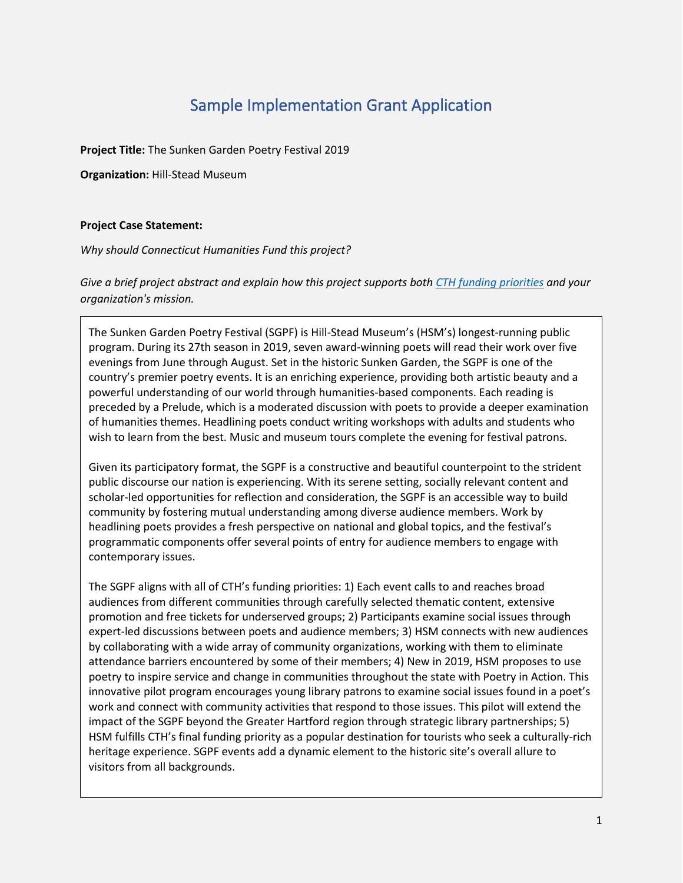# Sample Implementation Grant Application

**Project Title:** The Sunken Garden Poetry Festival 2019

**Organization:** Hill-Stead Museum

**Project Case Statement:**

*Why should Connecticut Humanities Fund this project?*

*Give a brief project abstract and explain how this project supports both [CTH funding priorities]() and your organization's mission.*

The Sunken Garden Poetry Festival (SGPF) is Hill-Stead Museum's (HSM's) longest-running public program. During its 27th season in 2019, seven award-winning poets will read their work over five evenings from June through August. Set in the historic Sunken Garden, the SGPF is one of the country's premier poetry events. It is an enriching experience, providing both artistic beauty and a powerful understanding of our world through humanities-based components. Each reading is preceded by a Prelude, which is a moderated discussion with poets to provide a deeper examination of humanities themes. Headlining poets conduct writing workshops with adults and students who wish to learn from the best. Music and museum tours complete the evening for festival patrons.

Given its participatory format, the SGPF is a constructive and beautiful counterpoint to the strident public discourse our nation is experiencing. With its serene setting, socially relevant content and scholar-led opportunities for reflection and consideration, the SGPF is an accessible way to build community by fostering mutual understanding among diverse audience members. Work by headlining poets provides a fresh perspective on national and global topics, and the festival's programmatic components offer several points of entry for audience members to engage with contemporary issues.

The SGPF aligns with all of CTH's funding priorities: 1) Each event calls to and reaches broad audiences from different communities through carefully selected thematic content, extensive promotion and free tickets for underserved groups; 2) Participants examine social issues through expert-led discussions between poets and audience members; 3) HSM connects with new audiences by collaborating with a wide array of community organizations, working with them to eliminate attendance barriers encountered by some of their members; 4) New in 2019, HSM proposes to use poetry to inspire service and change in communities throughout the state with Poetry in Action. This innovative pilot program encourages young library patrons to examine social issues found in a poet's work and connect with community activities that respond to those issues. This pilot will extend the impact of the SGPF beyond the Greater Hartford region through strategic library partnerships; 5) HSM fulfills CTH's final funding priority as a popular destination for tourists who seek a culturally-rich heritage experience. SGPF events add a dynamic element to the historic site's overall allure to visitors from all backgrounds.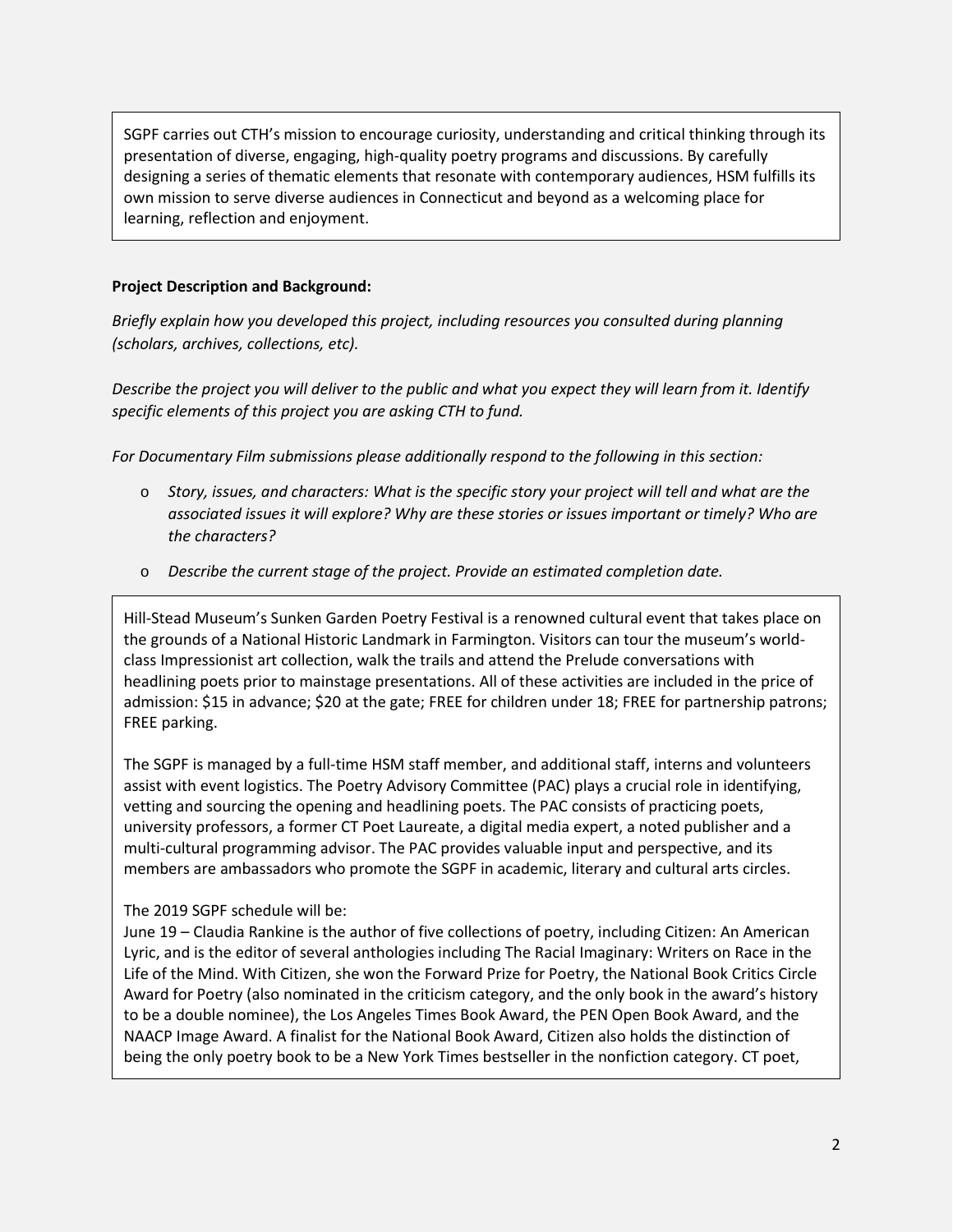SGPF carries out CTH's mission to encourage curiosity, understanding and critical thinking through its presentation of diverse, engaging, high-quality poetry programs and discussions. By carefully designing a series of thematic elements that resonate with contemporary audiences, HSM fulfills its own mission to serve diverse audiences in Connecticut and beyond as a welcoming place for learning, reflection and enjoyment.

**Project Description and Background:**

*Briefly explain how you developed this project, including resources you consulted during planning (scholars, archives, collections, etc).*

*Describe the project you will deliver to the public and what you expect they will learn from it. Identify specific elements of this project you are asking CTH to fund.*

*For Documentary Film submissions please additionally respond to the following in this section:*

- *Story, issues, and characters: What is the specific story your project will tell and what are the associated issues it will explore? Why are these stories or issues important or timely? Who are the characters?*
- *Describe the current stage of the project. Provide an estimated completion date.*

Hill-Stead Museum's Sunken Garden Poetry Festival is a renowned cultural event that takes place on the grounds of a National Historic Landmark in Farmington. Visitors can tour the museum's world-class Impressionist art collection, walk the trails and attend the Prelude conversations with headlining poets prior to mainstage presentations. All of these activities are included in the price of admission: $15 in advance; $20 at the gate; FREE for children under 18; FREE for partnership patrons; FREE parking.

The SGPF is managed by a full-time HSM staff member, and additional staff, interns and volunteers assist with event logistics. The Poetry Advisory Committee (PAC) plays a crucial role in identifying, vetting and sourcing the opening and headlining poets. The PAC consists of practicing poets, university professors, a former CT Poet Laureate, a digital media expert, a noted publisher and a multi-cultural programming advisor. The PAC provides valuable input and perspective, and its members are ambassadors who promote the SGPF in academic, literary and cultural arts circles.

The 2019 SGPF schedule will be:
June 19 – Claudia Rankine is the author of five collections of poetry, including Citizen: An American Lyric, and is the editor of several anthologies including The Racial Imaginary: Writers on Race in the Life of the Mind. With Citizen, she won the Forward Prize for Poetry, the National Book Critics Circle Award for Poetry (also nominated in the criticism category, and the only book in the award's history to be a double nominee), the Los Angeles Times Book Award, the PEN Open Book Award, and the NAACP Image Award. A finalist for the National Book Award, Citizen also holds the distinction of being the only poetry book to be a New York Times bestseller in the nonfiction category. CT poet,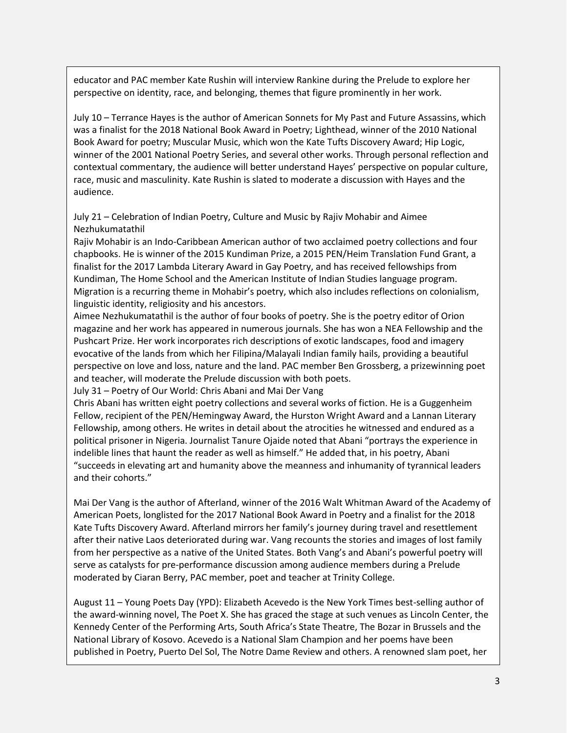educator and PAC member Kate Rushin will interview Rankine during the Prelude to explore her perspective on identity, race, and belonging, themes that figure prominently in her work.

July 10 – Terrance Hayes is the author of American Sonnets for My Past and Future Assassins, which was a finalist for the 2018 National Book Award in Poetry; Lighthead, winner of the 2010 National Book Award for poetry; Muscular Music, which won the Kate Tufts Discovery Award; Hip Logic, winner of the 2001 National Poetry Series, and several other works. Through personal reflection and contextual commentary, the audience will better understand Hayes' perspective on popular culture, race, music and masculinity. Kate Rushin is slated to moderate a discussion with Hayes and the audience.

July 21 – Celebration of Indian Poetry, Culture and Music by Rajiv Mohabir and Aimee Nezhukumatathil

Rajiv Mohabir is an Indo-Caribbean American author of two acclaimed poetry collections and four chapbooks. He is winner of the 2015 Kundiman Prize, a 2015 PEN/Heim Translation Fund Grant, a finalist for the 2017 Lambda Literary Award in Gay Poetry, and has received fellowships from Kundiman, The Home School and the American Institute of Indian Studies language program. Migration is a recurring theme in Mohabir's poetry, which also includes reflections on colonialism, linguistic identity, religiosity and his ancestors.

Aimee Nezhukumatathil is the author of four books of poetry. She is the poetry editor of Orion magazine and her work has appeared in numerous journals. She has won a NEA Fellowship and the Pushcart Prize. Her work incorporates rich descriptions of exotic landscapes, food and imagery evocative of the lands from which her Filipina/Malayali Indian family hails, providing a beautiful perspective on love and loss, nature and the land. PAC member Ben Grossberg, a prizewinning poet and teacher, will moderate the Prelude discussion with both poets.

July 31 – Poetry of Our World: Chris Abani and Mai Der Vang

Chris Abani has written eight poetry collections and several works of fiction. He is a Guggenheim Fellow, recipient of the PEN/Hemingway Award, the Hurston Wright Award and a Lannan Literary Fellowship, among others. He writes in detail about the atrocities he witnessed and endured as a political prisoner in Nigeria. Journalist Tanure Ojaide noted that Abani "portrays the experience in indelible lines that haunt the reader as well as himself." He added that, in his poetry, Abani "succeeds in elevating art and humanity above the meanness and inhumanity of tyrannical leaders and their cohorts."

Mai Der Vang is the author of Afterland, winner of the 2016 Walt Whitman Award of the Academy of American Poets, longlisted for the 2017 National Book Award in Poetry and a finalist for the 2018 Kate Tufts Discovery Award. Afterland mirrors her family's journey during travel and resettlement after their native Laos deteriorated during war. Vang recounts the stories and images of lost family from her perspective as a native of the United States. Both Vang's and Abani's powerful poetry will serve as catalysts for pre-performance discussion among audience members during a Prelude moderated by Ciaran Berry, PAC member, poet and teacher at Trinity College.

August 11 – Young Poets Day (YPD): Elizabeth Acevedo is the New York Times best-selling author of the award-winning novel, The Poet X. She has graced the stage at such venues as Lincoln Center, the Kennedy Center of the Performing Arts, South Africa's State Theatre, The Bozar in Brussels and the National Library of Kosovo. Acevedo is a National Slam Champion and her poems have been published in Poetry, Puerto Del Sol, The Notre Dame Review and others. A renowned slam poet, her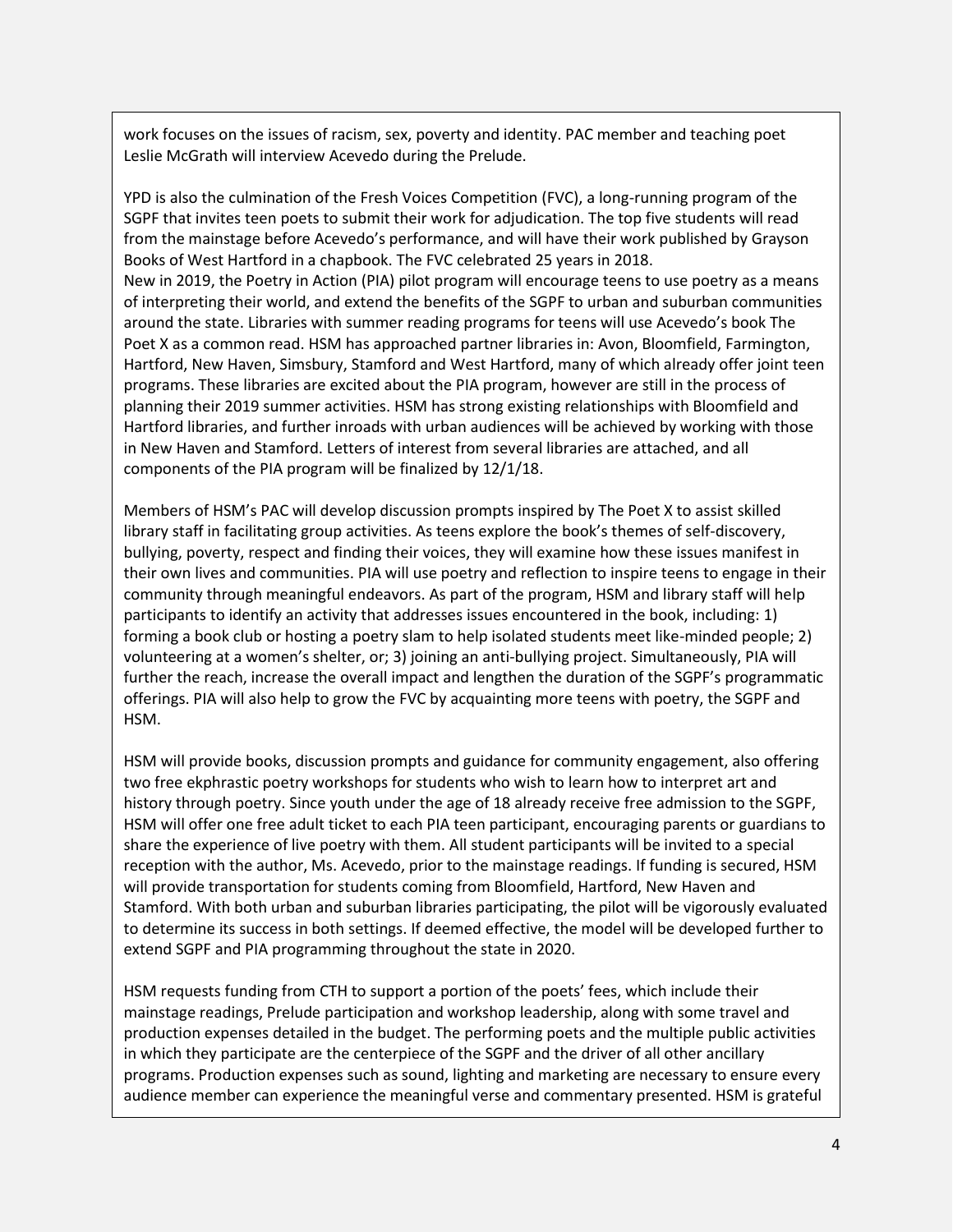work focuses on the issues of racism, sex, poverty and identity. PAC member and teaching poet Leslie McGrath will interview Acevedo during the Prelude.

YPD is also the culmination of the Fresh Voices Competition (FVC), a long-running program of the SGPF that invites teen poets to submit their work for adjudication. The top five students will read from the mainstage before Acevedo's performance, and will have their work published by Grayson Books of West Hartford in a chapbook. The FVC celebrated 25 years in 2018.
New in 2019, the Poetry in Action (PIA) pilot program will encourage teens to use poetry as a means of interpreting their world, and extend the benefits of the SGPF to urban and suburban communities around the state. Libraries with summer reading programs for teens will use Acevedo's book The Poet X as a common read. HSM has approached partner libraries in: Avon, Bloomfield, Farmington, Hartford, New Haven, Simsbury, Stamford and West Hartford, many of which already offer joint teen programs. These libraries are excited about the PIA program, however are still in the process of planning their 2019 summer activities. HSM has strong existing relationships with Bloomfield and Hartford libraries, and further inroads with urban audiences will be achieved by working with those in New Haven and Stamford. Letters of interest from several libraries are attached, and all components of the PIA program will be finalized by 12/1/18.

Members of HSM's PAC will develop discussion prompts inspired by The Poet X to assist skilled library staff in facilitating group activities. As teens explore the book's themes of self-discovery, bullying, poverty, respect and finding their voices, they will examine how these issues manifest in their own lives and communities. PIA will use poetry and reflection to inspire teens to engage in their community through meaningful endeavors. As part of the program, HSM and library staff will help participants to identify an activity that addresses issues encountered in the book, including: 1) forming a book club or hosting a poetry slam to help isolated students meet like-minded people; 2) volunteering at a women's shelter, or; 3) joining an anti-bullying project. Simultaneously, PIA will further the reach, increase the overall impact and lengthen the duration of the SGPF's programmatic offerings. PIA will also help to grow the FVC by acquainting more teens with poetry, the SGPF and HSM.

HSM will provide books, discussion prompts and guidance for community engagement, also offering two free ekphrastic poetry workshops for students who wish to learn how to interpret art and history through poetry. Since youth under the age of 18 already receive free admission to the SGPF, HSM will offer one free adult ticket to each PIA teen participant, encouraging parents or guardians to share the experience of live poetry with them. All student participants will be invited to a special reception with the author, Ms. Acevedo, prior to the mainstage readings. If funding is secured, HSM will provide transportation for students coming from Bloomfield, Hartford, New Haven and Stamford. With both urban and suburban libraries participating, the pilot will be vigorously evaluated to determine its success in both settings. If deemed effective, the model will be developed further to extend SGPF and PIA programming throughout the state in 2020.

HSM requests funding from CTH to support a portion of the poets' fees, which include their mainstage readings, Prelude participation and workshop leadership, along with some travel and production expenses detailed in the budget. The performing poets and the multiple public activities in which they participate are the centerpiece of the SGPF and the driver of all other ancillary programs. Production expenses such as sound, lighting and marketing are necessary to ensure every audience member can experience the meaningful verse and commentary presented. HSM is grateful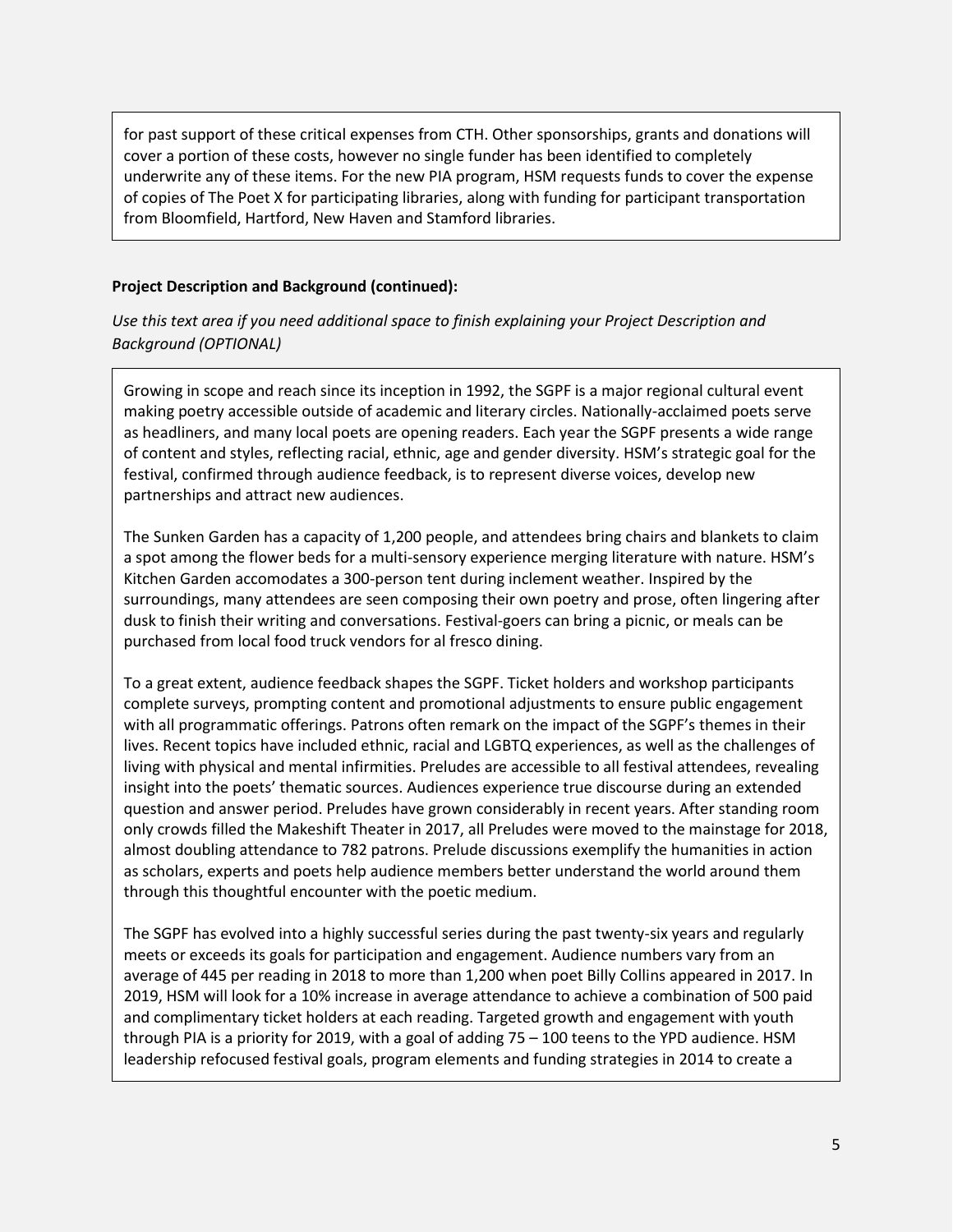for past support of these critical expenses from CTH. Other sponsorships, grants and donations will cover a portion of these costs, however no single funder has been identified to completely underwrite any of these items. For the new PIA program, HSM requests funds to cover the expense of copies of The Poet X for participating libraries, along with funding for participant transportation from Bloomfield, Hartford, New Haven and Stamford libraries.

**Project Description and Background (continued):**

*Use this text area if you need additional space to finish explaining your Project Description and Background (OPTIONAL)*

Growing in scope and reach since its inception in 1992, the SGPF is a major regional cultural event making poetry accessible outside of academic and literary circles. Nationally-acclaimed poets serve as headliners, and many local poets are opening readers. Each year the SGPF presents a wide range of content and styles, reflecting racial, ethnic, age and gender diversity. HSM's strategic goal for the festival, confirmed through audience feedback, is to represent diverse voices, develop new partnerships and attract new audiences.

The Sunken Garden has a capacity of 1,200 people, and attendees bring chairs and blankets to claim a spot among the flower beds for a multi-sensory experience merging literature with nature. HSM's Kitchen Garden accomodates a 300-person tent during inclement weather. Inspired by the surroundings, many attendees are seen composing their own poetry and prose, often lingering after dusk to finish their writing and conversations. Festival-goers can bring a picnic, or meals can be purchased from local food truck vendors for al fresco dining.

To a great extent, audience feedback shapes the SGPF. Ticket holders and workshop participants complete surveys, prompting content and promotional adjustments to ensure public engagement with all programmatic offerings. Patrons often remark on the impact of the SGPF's themes in their lives. Recent topics have included ethnic, racial and LGBTQ experiences, as well as the challenges of living with physical and mental infirmities. Preludes are accessible to all festival attendees, revealing insight into the poets' thematic sources. Audiences experience true discourse during an extended question and answer period. Preludes have grown considerably in recent years. After standing room only crowds filled the Makeshift Theater in 2017, all Preludes were moved to the mainstage for 2018, almost doubling attendance to 782 patrons. Prelude discussions exemplify the humanities in action as scholars, experts and poets help audience members better understand the world around them through this thoughtful encounter with the poetic medium.

The SGPF has evolved into a highly successful series during the past twenty-six years and regularly meets or exceeds its goals for participation and engagement. Audience numbers vary from an average of 445 per reading in 2018 to more than 1,200 when poet Billy Collins appeared in 2017. In 2019, HSM will look for a 10% increase in average attendance to achieve a combination of 500 paid and complimentary ticket holders at each reading. Targeted growth and engagement with youth through PIA is a priority for 2019, with a goal of adding 75 – 100 teens to the YPD audience. HSM leadership refocused festival goals, program elements and funding strategies in 2014 to create a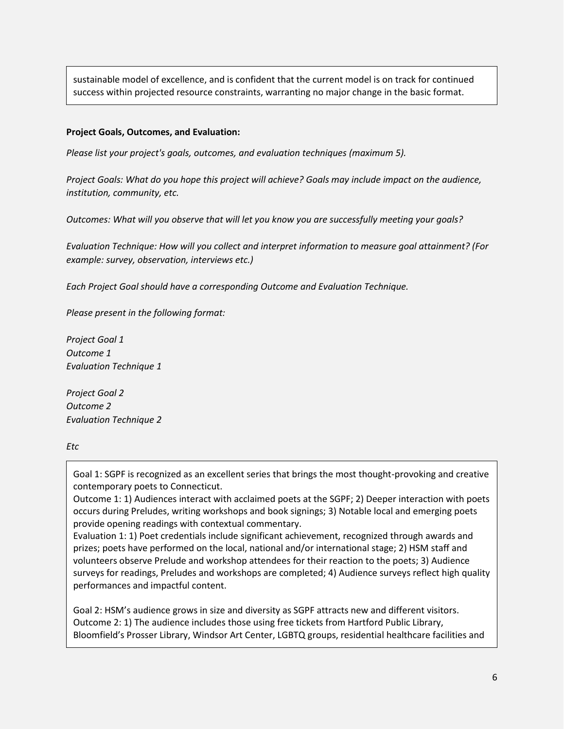sustainable model of excellence, and is confident that the current model is on track for continued success within projected resource constraints, warranting no major change in the basic format.

**Project Goals, Outcomes, and Evaluation:**

*Please list your project's goals, outcomes, and evaluation techniques (maximum 5).*

*Project Goals: What do you hope this project will achieve? Goals may include impact on the audience, institution, community, etc.*

*Outcomes: What will you observe that will let you know you are successfully meeting your goals?*

*Evaluation Technique: How will you collect and interpret information to measure goal attainment? (For example: survey, observation, interviews etc.)*

*Each Project Goal should have a corresponding Outcome and Evaluation Technique.*

*Please present in the following format:*

*Project Goal 1*
*Outcome 1*
*Evaluation Technique 1*

*Project Goal 2*
*Outcome 2*
*Evaluation Technique 2*

*Etc*

Goal 1: SGPF is recognized as an excellent series that brings the most thought-provoking and creative contemporary poets to Connecticut.
Outcome 1: 1) Audiences interact with acclaimed poets at the SGPF; 2) Deeper interaction with poets occurs during Preludes, writing workshops and book signings; 3) Notable local and emerging poets provide opening readings with contextual commentary.
Evaluation 1: 1) Poet credentials include significant achievement, recognized through awards and prizes; poets have performed on the local, national and/or international stage; 2) HSM staff and volunteers observe Prelude and workshop attendees for their reaction to the poets; 3) Audience surveys for readings, Preludes and workshops are completed; 4) Audience surveys reflect high quality performances and impactful content.

Goal 2: HSM's audience grows in size and diversity as SGPF attracts new and different visitors.
Outcome 2: 1) The audience includes those using free tickets from Hartford Public Library, Bloomfield's Prosser Library, Windsor Art Center, LGBTQ groups, residential healthcare facilities and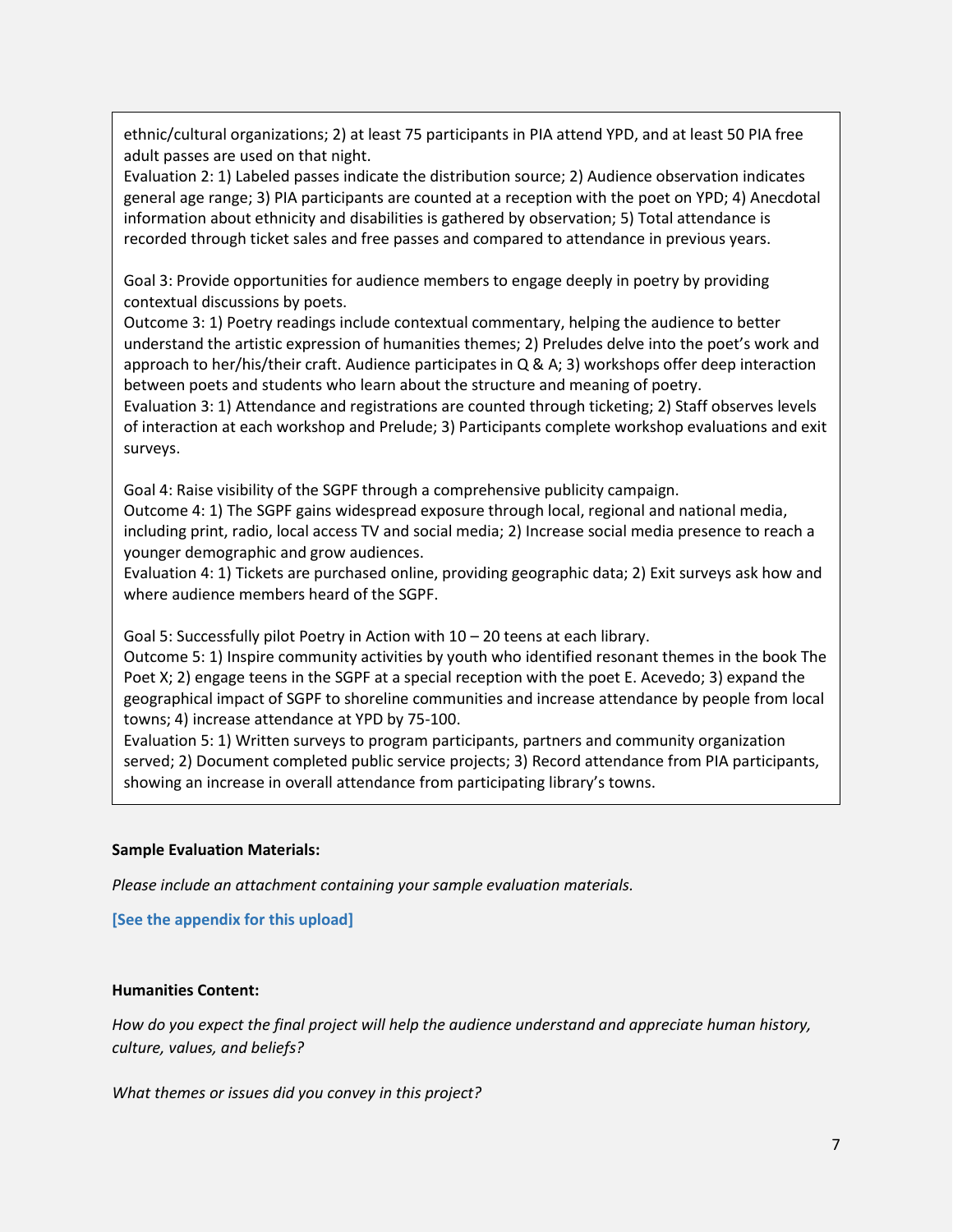ethnic/cultural organizations; 2) at least 75 participants in PIA attend YPD, and at least 50 PIA free adult passes are used on that night.
Evaluation 2: 1) Labeled passes indicate the distribution source; 2) Audience observation indicates general age range; 3) PIA participants are counted at a reception with the poet on YPD; 4) Anecdotal information about ethnicity and disabilities is gathered by observation; 5) Total attendance is recorded through ticket sales and free passes and compared to attendance in previous years.

Goal 3: Provide opportunities for audience members to engage deeply in poetry by providing contextual discussions by poets.
Outcome 3: 1) Poetry readings include contextual commentary, helping the audience to better understand the artistic expression of humanities themes; 2) Preludes delve into the poet's work and approach to her/his/their craft. Audience participates in Q & A; 3) workshops offer deep interaction between poets and students who learn about the structure and meaning of poetry.
Evaluation 3: 1) Attendance and registrations are counted through ticketing; 2) Staff observes levels of interaction at each workshop and Prelude; 3) Participants complete workshop evaluations and exit surveys.

Goal 4: Raise visibility of the SGPF through a comprehensive publicity campaign.
Outcome 4: 1) The SGPF gains widespread exposure through local, regional and national media, including print, radio, local access TV and social media; 2) Increase social media presence to reach a younger demographic and grow audiences.
Evaluation 4: 1) Tickets are purchased online, providing geographic data; 2) Exit surveys ask how and where audience members heard of the SGPF.

Goal 5: Successfully pilot Poetry in Action with 10 – 20 teens at each library.
Outcome 5: 1) Inspire community activities by youth who identified resonant themes in the book The Poet X; 2) engage teens in the SGPF at a special reception with the poet E. Acevedo; 3) expand the geographical impact of SGPF to shoreline communities and increase attendance by people from local towns; 4) increase attendance at YPD by 75-100.
Evaluation 5: 1) Written surveys to program participants, partners and community organization served; 2) Document completed public service projects; 3) Record attendance from PIA participants, showing an increase in overall attendance from participating library's towns.

**Sample Evaluation Materials:**

*Please include an attachment containing your sample evaluation materials.*

**[See the appendix for this upload]**

**Humanities Content:**

*How do you expect the final project will help the audience understand and appreciate human history, culture, values, and beliefs?*

*What themes or issues did you convey in this project?*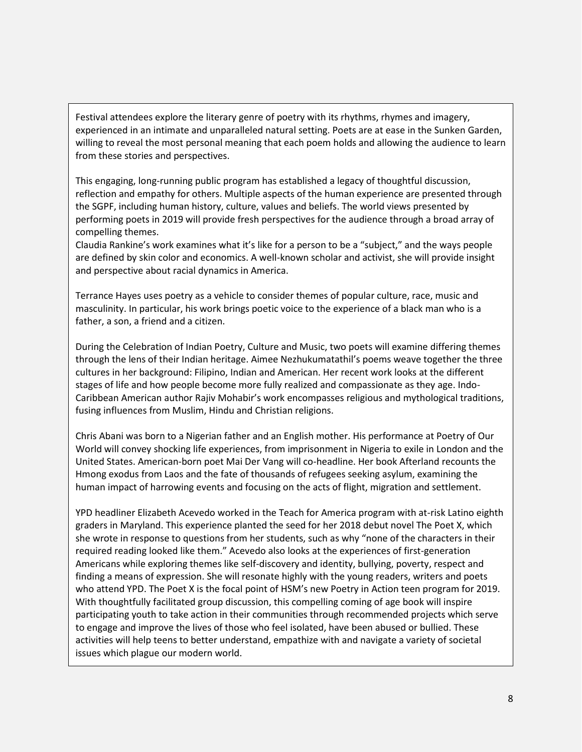Festival attendees explore the literary genre of poetry with its rhythms, rhymes and imagery, experienced in an intimate and unparalleled natural setting. Poets are at ease in the Sunken Garden, willing to reveal the most personal meaning that each poem holds and allowing the audience to learn from these stories and perspectives.

This engaging, long-running public program has established a legacy of thoughtful discussion, reflection and empathy for others. Multiple aspects of the human experience are presented through the SGPF, including human history, culture, values and beliefs. The world views presented by performing poets in 2019 will provide fresh perspectives for the audience through a broad array of compelling themes.

Claudia Rankine's work examines what it's like for a person to be a "subject," and the ways people are defined by skin color and economics. A well-known scholar and activist, she will provide insight and perspective about racial dynamics in America.

Terrance Hayes uses poetry as a vehicle to consider themes of popular culture, race, music and masculinity. In particular, his work brings poetic voice to the experience of a black man who is a father, a son, a friend and a citizen.

During the Celebration of Indian Poetry, Culture and Music, two poets will examine differing themes through the lens of their Indian heritage. Aimee Nezhukumatathil's poems weave together the three cultures in her background: Filipino, Indian and American. Her recent work looks at the different stages of life and how people become more fully realized and compassionate as they age. Indo-Caribbean American author Rajiv Mohabir's work encompasses religious and mythological traditions, fusing influences from Muslim, Hindu and Christian religions.

Chris Abani was born to a Nigerian father and an English mother. His performance at Poetry of Our World will convey shocking life experiences, from imprisonment in Nigeria to exile in London and the United States. American-born poet Mai Der Vang will co-headline. Her book Afterland recounts the Hmong exodus from Laos and the fate of thousands of refugees seeking asylum, examining the human impact of harrowing events and focusing on the acts of flight, migration and settlement.

YPD headliner Elizabeth Acevedo worked in the Teach for America program with at-risk Latino eighth graders in Maryland. This experience planted the seed for her 2018 debut novel The Poet X, which she wrote in response to questions from her students, such as why "none of the characters in their required reading looked like them." Acevedo also looks at the experiences of first-generation Americans while exploring themes like self-discovery and identity, bullying, poverty, respect and finding a means of expression. She will resonate highly with the young readers, writers and poets who attend YPD. The Poet X is the focal point of HSM's new Poetry in Action teen program for 2019. With thoughtfully facilitated group discussion, this compelling coming of age book will inspire participating youth to take action in their communities through recommended projects which serve to engage and improve the lives of those who feel isolated, have been abused or bullied. These activities will help teens to better understand, empathize with and navigate a variety of societal issues which plague our modern world.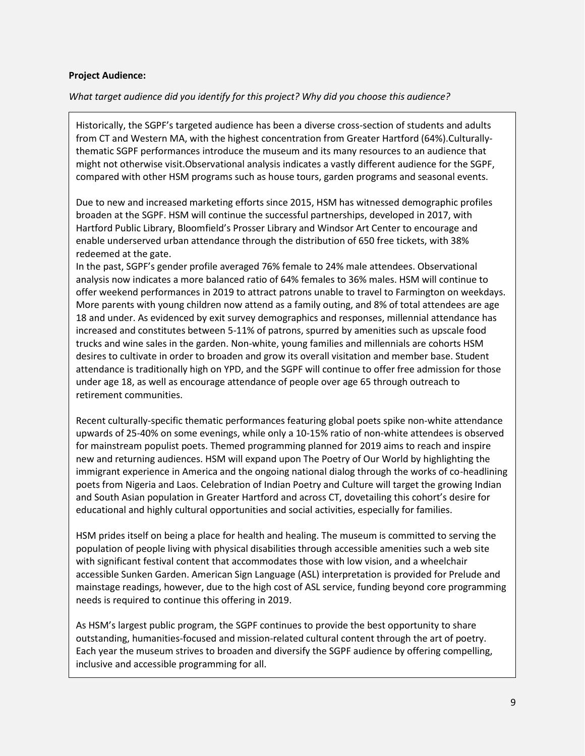**Project Audience:**

*What target audience did you identify for this project? Why did you choose this audience?*

Historically, the SGPF's targeted audience has been a diverse cross-section of students and adults from CT and Western MA, with the highest concentration from Greater Hartford (64%).Culturally-thematic SGPF performances introduce the museum and its many resources to an audience that might not otherwise visit.Observational analysis indicates a vastly different audience for the SGPF, compared with other HSM programs such as house tours, garden programs and seasonal events.

Due to new and increased marketing efforts since 2015, HSM has witnessed demographic profiles broaden at the SGPF. HSM will continue the successful partnerships, developed in 2017, with Hartford Public Library, Bloomfield's Prosser Library and Windsor Art Center to encourage and enable underserved urban attendance through the distribution of 650 free tickets, with 38% redeemed at the gate.

In the past, SGPF's gender profile averaged 76% female to 24% male attendees. Observational analysis now indicates a more balanced ratio of 64% females to 36% males. HSM will continue to offer weekend performances in 2019 to attract patrons unable to travel to Farmington on weekdays. More parents with young children now attend as a family outing, and 8% of total attendees are age 18 and under. As evidenced by exit survey demographics and responses, millennial attendance has increased and constitutes between 5-11% of patrons, spurred by amenities such as upscale food trucks and wine sales in the garden. Non-white, young families and millennials are cohorts HSM desires to cultivate in order to broaden and grow its overall visitation and member base. Student attendance is traditionally high on YPD, and the SGPF will continue to offer free admission for those under age 18, as well as encourage attendance of people over age 65 through outreach to retirement communities.

Recent culturally-specific thematic performances featuring global poets spike non-white attendance upwards of 25-40% on some evenings, while only a 10-15% ratio of non-white attendees is observed for mainstream populist poets. Themed programming planned for 2019 aims to reach and inspire new and returning audiences. HSM will expand upon The Poetry of Our World by highlighting the immigrant experience in America and the ongoing national dialog through the works of co-headlining poets from Nigeria and Laos. Celebration of Indian Poetry and Culture will target the growing Indian and South Asian population in Greater Hartford and across CT, dovetailing this cohort's desire for educational and highly cultural opportunities and social activities, especially for families.

HSM prides itself on being a place for health and healing. The museum is committed to serving the population of people living with physical disabilities through accessible amenities such a web site with significant festival content that accommodates those with low vision, and a wheelchair accessible Sunken Garden. American Sign Language (ASL) interpretation is provided for Prelude and mainstage readings, however, due to the high cost of ASL service, funding beyond core programming needs is required to continue this offering in 2019.

As HSM's largest public program, the SGPF continues to provide the best opportunity to share outstanding, humanities-focused and mission-related cultural content through the art of poetry. Each year the museum strives to broaden and diversify the SGPF audience by offering compelling, inclusive and accessible programming for all.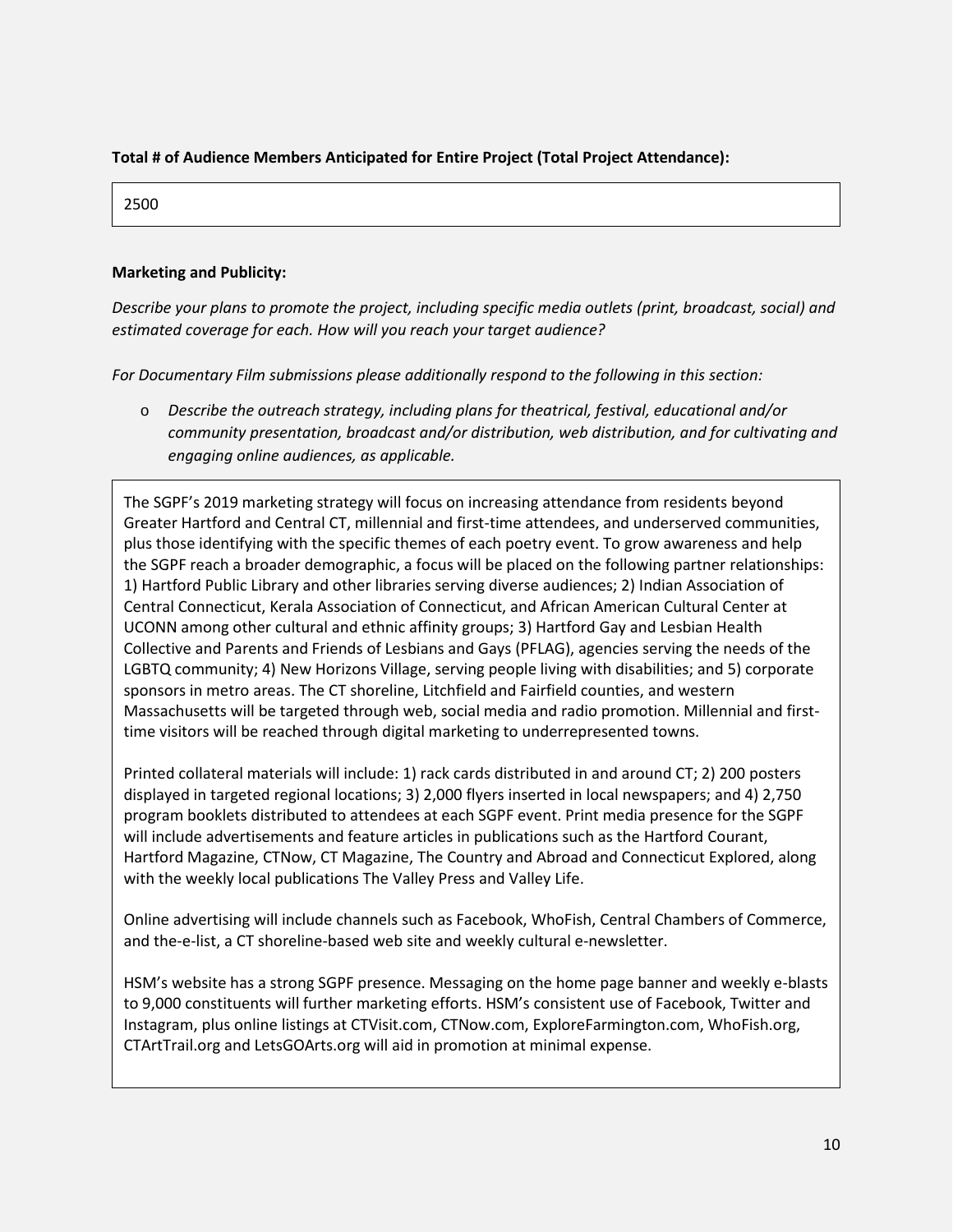**Total # of Audience Members Anticipated for Entire Project (Total Project Attendance):**

2500

**Marketing and Publicity:**

*Describe your plans to promote the project, including specific media outlets (print, broadcast, social) and estimated coverage for each. How will you reach your target audience?*

*For Documentary Film submissions please additionally respond to the following in this section:*

- *Describe the outreach strategy, including plans for theatrical, festival, educational and/or community presentation, broadcast and/or distribution, web distribution, and for cultivating and engaging online audiences, as applicable.*

The SGPF's 2019 marketing strategy will focus on increasing attendance from residents beyond Greater Hartford and Central CT, millennial and first-time attendees, and underserved communities, plus those identifying with the specific themes of each poetry event. To grow awareness and help the SGPF reach a broader demographic, a focus will be placed on the following partner relationships: 1) Hartford Public Library and other libraries serving diverse audiences; 2) Indian Association of Central Connecticut, Kerala Association of Connecticut, and African American Cultural Center at UCONN among other cultural and ethnic affinity groups; 3) Hartford Gay and Lesbian Health Collective and Parents and Friends of Lesbians and Gays (PFLAG), agencies serving the needs of the LGBTQ community; 4) New Horizons Village, serving people living with disabilities; and 5) corporate sponsors in metro areas. The CT shoreline, Litchfield and Fairfield counties, and western Massachusetts will be targeted through web, social media and radio promotion. Millennial and first-time visitors will be reached through digital marketing to underrepresented towns.

Printed collateral materials will include: 1) rack cards distributed in and around CT; 2) 200 posters displayed in targeted regional locations; 3) 2,000 flyers inserted in local newspapers; and 4) 2,750 program booklets distributed to attendees at each SGPF event. Print media presence for the SGPF will include advertisements and feature articles in publications such as the Hartford Courant, Hartford Magazine, CTNow, CT Magazine, The Country and Abroad and Connecticut Explored, along with the weekly local publications The Valley Press and Valley Life.

Online advertising will include channels such as Facebook, WhoFish, Central Chambers of Commerce, and the-e-list, a CT shoreline-based web site and weekly cultural e-newsletter.

HSM's website has a strong SGPF presence. Messaging on the home page banner and weekly e-blasts to 9,000 constituents will further marketing efforts. HSM's consistent use of Facebook, Twitter and Instagram, plus online listings at CTVisit.com, CTNow.com, ExploreFarmington.com, WhoFish.org, CTArtTrail.org and LetsGOArts.org will aid in promotion at minimal expense.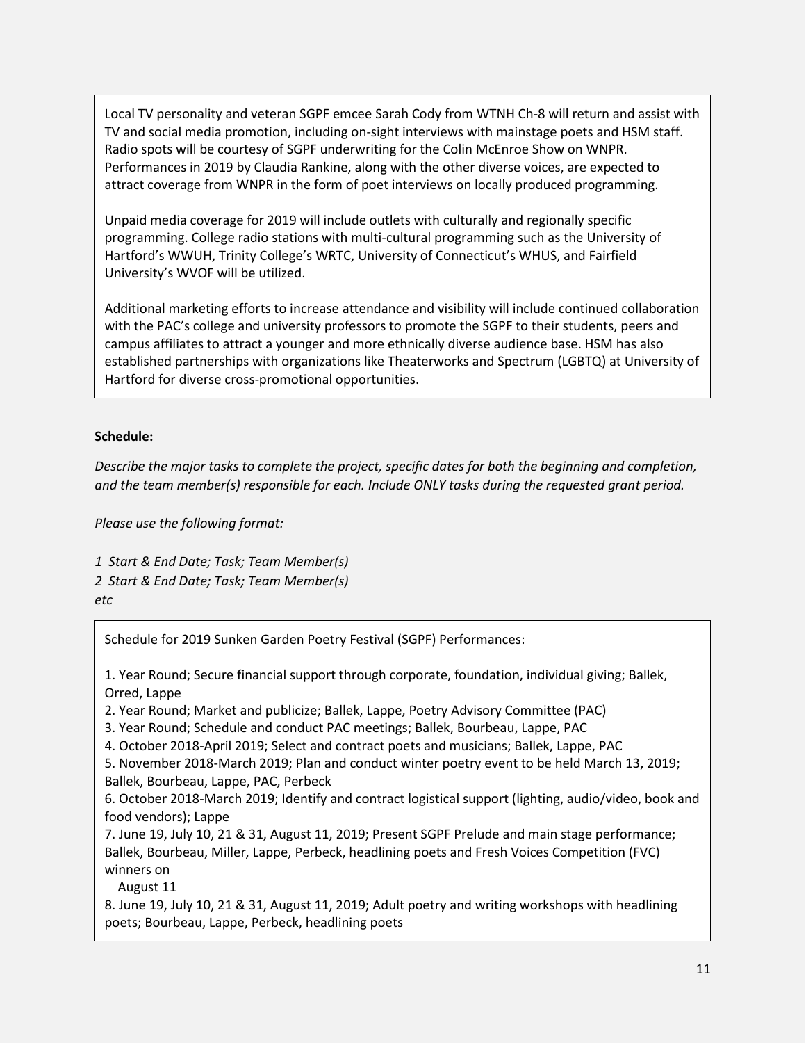Local TV personality and veteran SGPF emcee Sarah Cody from WTNH Ch-8 will return and assist with TV and social media promotion, including on-sight interviews with mainstage poets and HSM staff. Radio spots will be courtesy of SGPF underwriting for the Colin McEnroe Show on WNPR. Performances in 2019 by Claudia Rankine, along with the other diverse voices, are expected to attract coverage from WNPR in the form of poet interviews on locally produced programming.

Unpaid media coverage for 2019 will include outlets with culturally and regionally specific programming. College radio stations with multi-cultural programming such as the University of Hartford's WWUH, Trinity College's WRTC, University of Connecticut's WHUS, and Fairfield University's WVOF will be utilized.

Additional marketing efforts to increase attendance and visibility will include continued collaboration with the PAC's college and university professors to promote the SGPF to their students, peers and campus affiliates to attract a younger and more ethnically diverse audience base. HSM has also established partnerships with organizations like Theaterworks and Spectrum (LGBTQ) at University of Hartford for diverse cross-promotional opportunities.

**Schedule:**

*Describe the major tasks to complete the project, specific dates for both the beginning and completion, and the team member(s) responsible for each. Include ONLY tasks during the requested grant period.*

*Please use the following format:*

*1 Start & End Date; Task; Team Member(s)*
*2 Start & End Date; Task; Team Member(s)*
*etc*

Schedule for 2019 Sunken Garden Poetry Festival (SGPF) Performances:

1. Year Round; Secure financial support through corporate, foundation, individual giving; Ballek, Orred, Lappe
2. Year Round; Market and publicize; Ballek, Lappe, Poetry Advisory Committee (PAC)
3. Year Round; Schedule and conduct PAC meetings; Ballek, Bourbeau, Lappe, PAC
4. October 2018-April 2019; Select and contract poets and musicians; Ballek, Lappe, PAC
5. November 2018-March 2019; Plan and conduct winter poetry event to be held March 13, 2019; Ballek, Bourbeau, Lappe, PAC, Perbeck
6. October 2018-March 2019; Identify and contract logistical support (lighting, audio/video, book and food vendors); Lappe
7. June 19, July 10, 21 & 31, August 11, 2019; Present SGPF Prelude and main stage performance; Ballek, Bourbeau, Miller, Lappe, Perbeck, headlining poets and Fresh Voices Competition (FVC) winners on August 11
8. June 19, July 10, 21 & 31, August 11, 2019; Adult poetry and writing workshops with headlining poets; Bourbeau, Lappe, Perbeck, headlining poets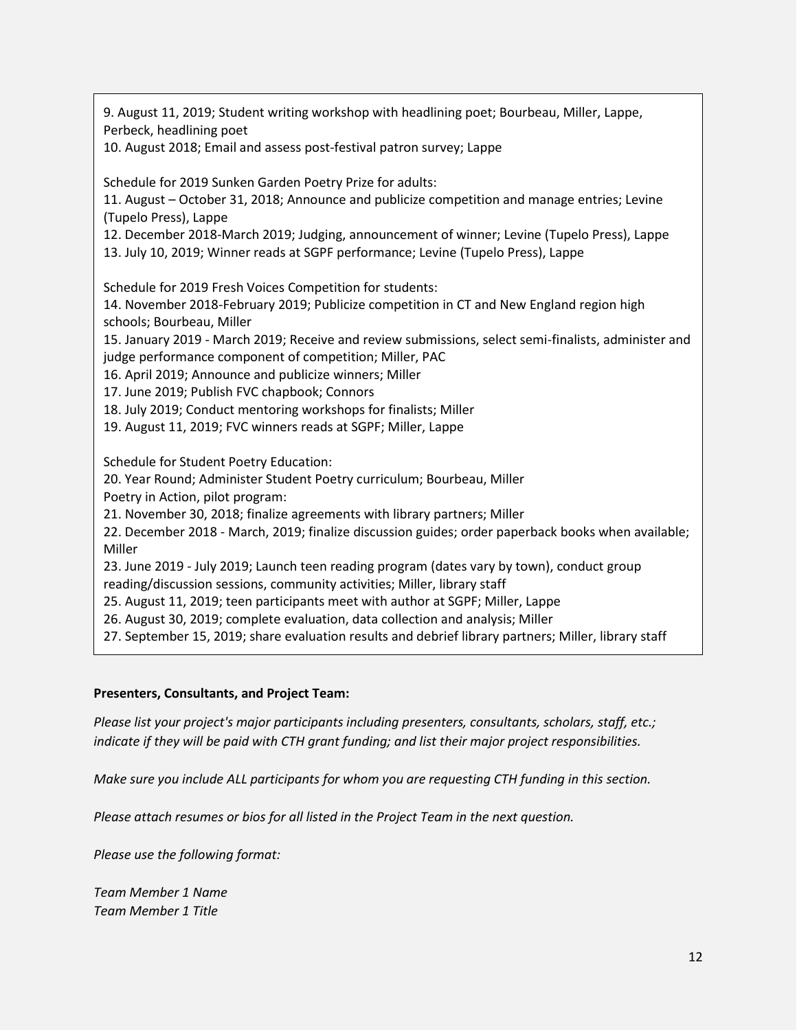9. August 11, 2019; Student writing workshop with headlining poet; Bourbeau, Miller, Lappe, Perbeck, headlining poet
10. August 2018; Email and assess post-festival patron survey; Lappe

Schedule for 2019 Sunken Garden Poetry Prize for adults:
11. August – October 31, 2018; Announce and publicize competition and manage entries; Levine (Tupelo Press), Lappe
12. December 2018-March 2019; Judging, announcement of winner; Levine (Tupelo Press), Lappe
13. July 10, 2019; Winner reads at SGPF performance; Levine (Tupelo Press), Lappe

Schedule for 2019 Fresh Voices Competition for students:
14. November 2018-February 2019; Publicize competition in CT and New England region high schools; Bourbeau, Miller
15. January 2019 - March 2019; Receive and review submissions, select semi-finalists, administer and judge performance component of competition; Miller, PAC
16. April 2019; Announce and publicize winners; Miller
17. June 2019; Publish FVC chapbook; Connors
18. July 2019; Conduct mentoring workshops for finalists; Miller
19. August 11, 2019; FVC winners reads at SGPF; Miller, Lappe

Schedule for Student Poetry Education:
20. Year Round; Administer Student Poetry curriculum; Bourbeau, Miller
Poetry in Action, pilot program:
21. November 30, 2018; finalize agreements with library partners; Miller
22. December 2018 - March, 2019; finalize discussion guides; order paperback books when available; Miller
23. June 2019 - July 2019; Launch teen reading program (dates vary by town), conduct group reading/discussion sessions, community activities; Miller, library staff
25. August 11, 2019; teen participants meet with author at SGPF; Miller, Lappe
26. August 30, 2019; complete evaluation, data collection and analysis; Miller
27. September 15, 2019; share evaluation results and debrief library partners; Miller, library staff

**Presenters, Consultants, and Project Team:**

*Please list your project's major participants including presenters, consultants, scholars, staff, etc.; indicate if they will be paid with CTH grant funding; and list their major project responsibilities.*

*Make sure you include ALL participants for whom you are requesting CTH funding in this section.*

*Please attach resumes or bios for all listed in the Project Team in the next question.*

*Please use the following format:*

*Team Member 1 Name*
*Team Member 1 Title*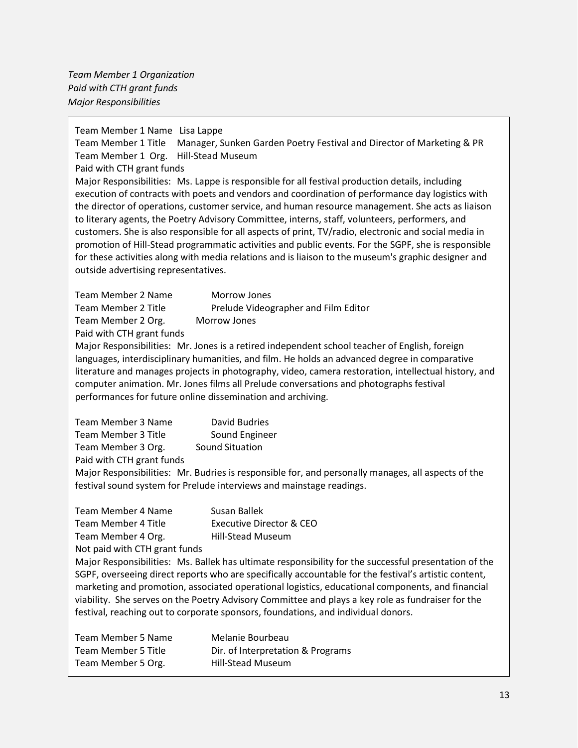*Team Member 1 Organization*
*Paid with CTH grant funds*
*Major Responsibilities*

Team Member 1 Name Lisa Lappe
Team Member 1 Title Manager, Sunken Garden Poetry Festival and Director of Marketing & PR
Team Member 1 Org. Hill-Stead Museum
Paid with CTH grant funds
Major Responsibilities: Ms. Lappe is responsible for all festival production details, including execution of contracts with poets and vendors and coordination of performance day logistics with the director of operations, customer service, and human resource management. She acts as liaison to literary agents, the Poetry Advisory Committee, interns, staff, volunteers, performers, and customers. She is also responsible for all aspects of print, TV/radio, electronic and social media in promotion of Hill-Stead programmatic activities and public events. For the SGPF, she is responsible for these activities along with media relations and is liaison to the museum's graphic designer and outside advertising representatives.

Team Member 2 Name Morrow Jones
Team Member 2 Title Prelude Videographer and Film Editor
Team Member 2 Org. Morrow Jones
Paid with CTH grant funds
Major Responsibilities: Mr. Jones is a retired independent school teacher of English, foreign languages, interdisciplinary humanities, and film. He holds an advanced degree in comparative literature and manages projects in photography, video, camera restoration, intellectual history, and computer animation. Mr. Jones films all Prelude conversations and photographs festival performances for future online dissemination and archiving.

Team Member 3 Name David Budries
Team Member 3 Title Sound Engineer
Team Member 3 Org. Sound Situation
Paid with CTH grant funds
Major Responsibilities: Mr. Budries is responsible for, and personally manages, all aspects of the festival sound system for Prelude interviews and mainstage readings.

Team Member 4 Name Susan Ballek
Team Member 4 Title Executive Director & CEO
Team Member 4 Org. Hill-Stead Museum
Not paid with CTH grant funds
Major Responsibilities: Ms. Ballek has ultimate responsibility for the successful presentation of the SGPF, overseeing direct reports who are specifically accountable for the festival's artistic content, marketing and promotion, associated operational logistics, educational components, and financial viability. She serves on the Poetry Advisory Committee and plays a key role as fundraiser for the festival, reaching out to corporate sponsors, foundations, and individual donors.

Team Member 5 Name Melanie Bourbeau
Team Member 5 Title Dir. of Interpretation & Programs
Team Member 5 Org. Hill-Stead Museum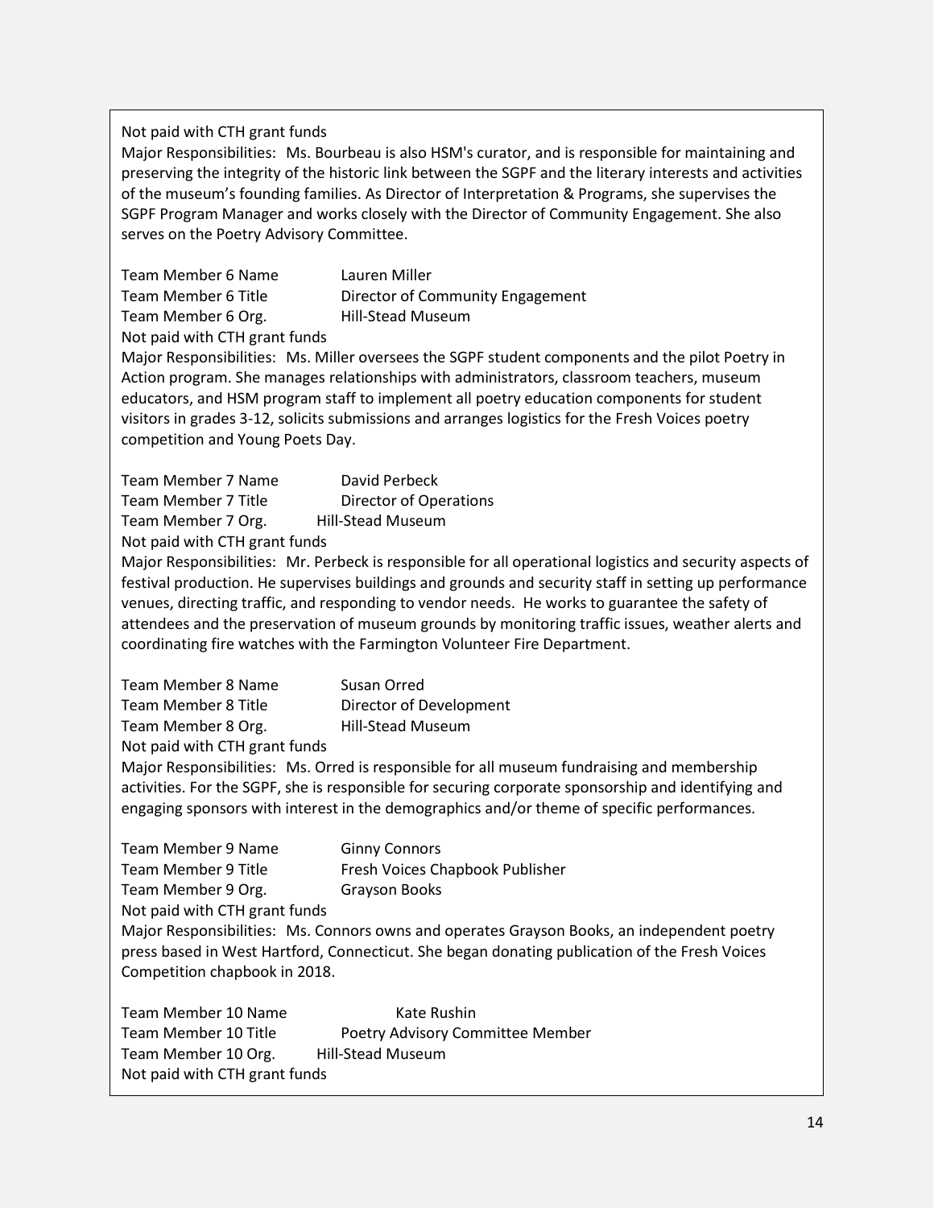Not paid with CTH grant funds

Major Responsibilities: Ms. Bourbeau is also HSM's curator, and is responsible for maintaining and preserving the integrity of the historic link between the SGPF and the literary interests and activities of the museum's founding families. As Director of Interpretation & Programs, she supervises the SGPF Program Manager and works closely with the Director of Community Engagement. She also serves on the Poetry Advisory Committee.

Team Member 6 Name Lauren Miller
Team Member 6 Title Director of Community Engagement
Team Member 6 Org. Hill-Stead Museum
Not paid with CTH grant funds

Major Responsibilities: Ms. Miller oversees the SGPF student components and the pilot Poetry in Action program. She manages relationships with administrators, classroom teachers, museum educators, and HSM program staff to implement all poetry education components for student visitors in grades 3-12, solicits submissions and arranges logistics for the Fresh Voices poetry competition and Young Poets Day.

Team Member 7 Name David Perbeck
Team Member 7 Title Director of Operations
Team Member 7 Org. Hill-Stead Museum
Not paid with CTH grant funds

Major Responsibilities: Mr. Perbeck is responsible for all operational logistics and security aspects of festival production. He supervises buildings and grounds and security staff in setting up performance venues, directing traffic, and responding to vendor needs. He works to guarantee the safety of attendees and the preservation of museum grounds by monitoring traffic issues, weather alerts and coordinating fire watches with the Farmington Volunteer Fire Department.

Team Member 8 Name Susan Orred
Team Member 8 Title Director of Development
Team Member 8 Org. Hill-Stead Museum
Not paid with CTH grant funds

Major Responsibilities: Ms. Orred is responsible for all museum fundraising and membership activities. For the SGPF, she is responsible for securing corporate sponsorship and identifying and engaging sponsors with interest in the demographics and/or theme of specific performances.

Team Member 9 Name Ginny Connors
Team Member 9 Title Fresh Voices Chapbook Publisher
Team Member 9 Org. Grayson Books
Not paid with CTH grant funds

Major Responsibilities: Ms. Connors owns and operates Grayson Books, an independent poetry press based in West Hartford, Connecticut. She began donating publication of the Fresh Voices Competition chapbook in 2018.

Team Member 10 Name Kate Rushin
Team Member 10 Title Poetry Advisory Committee Member
Team Member 10 Org. Hill-Stead Museum
Not paid with CTH grant funds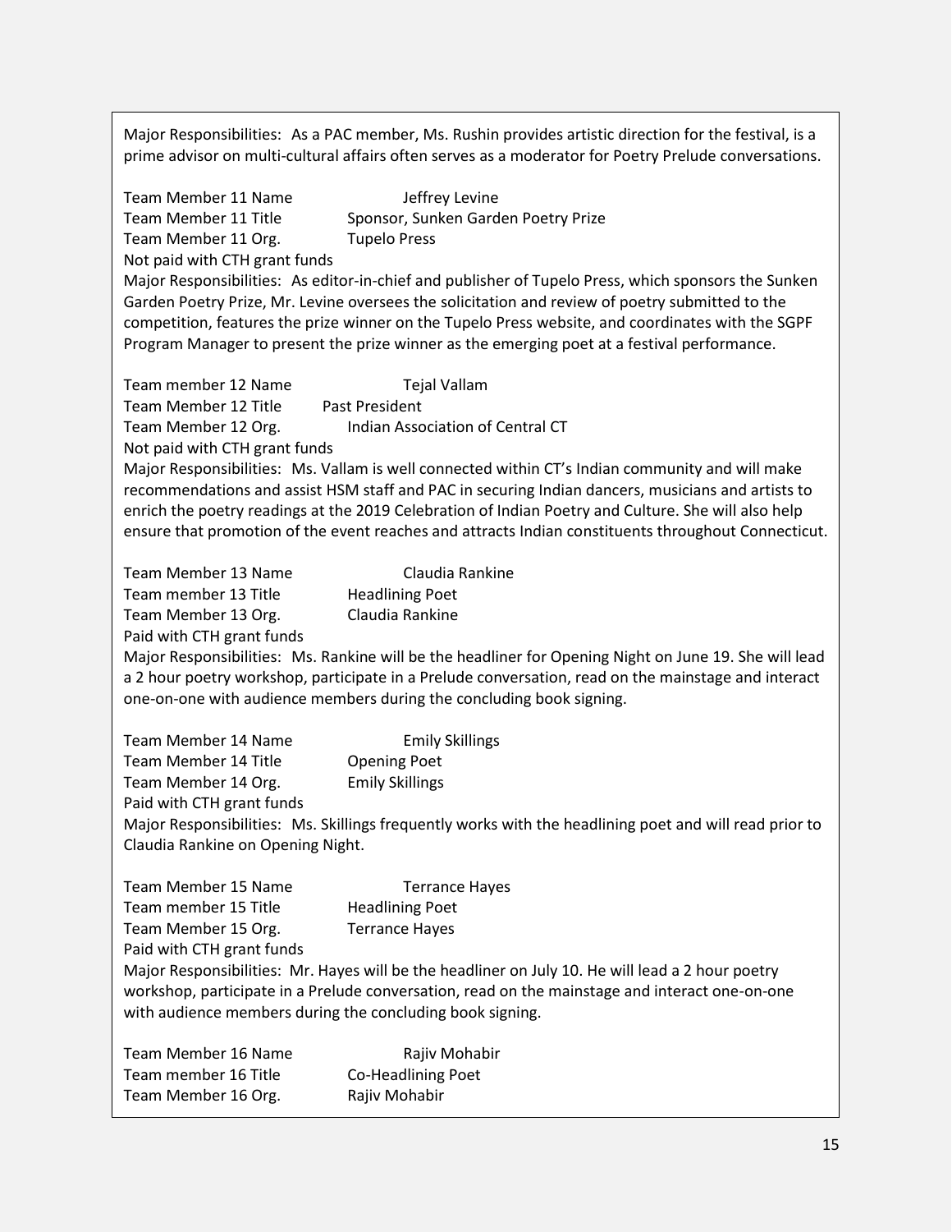Major Responsibilities: As a PAC member, Ms. Rushin provides artistic direction for the festival, is a prime advisor on multi-cultural affairs often serves as a moderator for Poetry Prelude conversations.

Team Member 11 Name Jeffrey Levine
Team Member 11 Title Sponsor, Sunken Garden Poetry Prize
Team Member 11 Org. Tupelo Press
Not paid with CTH grant funds
Major Responsibilities: As editor-in-chief and publisher of Tupelo Press, which sponsors the Sunken Garden Poetry Prize, Mr. Levine oversees the solicitation and review of poetry submitted to the competition, features the prize winner on the Tupelo Press website, and coordinates with the SGPF Program Manager to present the prize winner as the emerging poet at a festival performance.

Team member 12 Name Tejal Vallam
Team Member 12 Title Past President
Team Member 12 Org. Indian Association of Central CT
Not paid with CTH grant funds
Major Responsibilities: Ms. Vallam is well connected within CT's Indian community and will make recommendations and assist HSM staff and PAC in securing Indian dancers, musicians and artists to enrich the poetry readings at the 2019 Celebration of Indian Poetry and Culture. She will also help ensure that promotion of the event reaches and attracts Indian constituents throughout Connecticut.

Team Member 13 Name Claudia Rankine
Team member 13 Title Headlining Poet
Team Member 13 Org. Claudia Rankine
Paid with CTH grant funds
Major Responsibilities: Ms. Rankine will be the headliner for Opening Night on June 19. She will lead a 2 hour poetry workshop, participate in a Prelude conversation, read on the mainstage and interact one-on-one with audience members during the concluding book signing.

Team Member 14 Name Emily Skillings
Team Member 14 Title Opening Poet
Team Member 14 Org. Emily Skillings
Paid with CTH grant funds
Major Responsibilities: Ms. Skillings frequently works with the headlining poet and will read prior to Claudia Rankine on Opening Night.

Team Member 15 Name Terrance Hayes
Team member 15 Title Headlining Poet
Team Member 15 Org. Terrance Hayes
Paid with CTH grant funds
Major Responsibilities: Mr. Hayes will be the headliner on July 10. He will lead a 2 hour poetry workshop, participate in a Prelude conversation, read on the mainstage and interact one-on-one with audience members during the concluding book signing.

Team Member 16 Name Rajiv Mohabir
Team member 16 Title Co-Headlining Poet
Team Member 16 Org. Rajiv Mohabir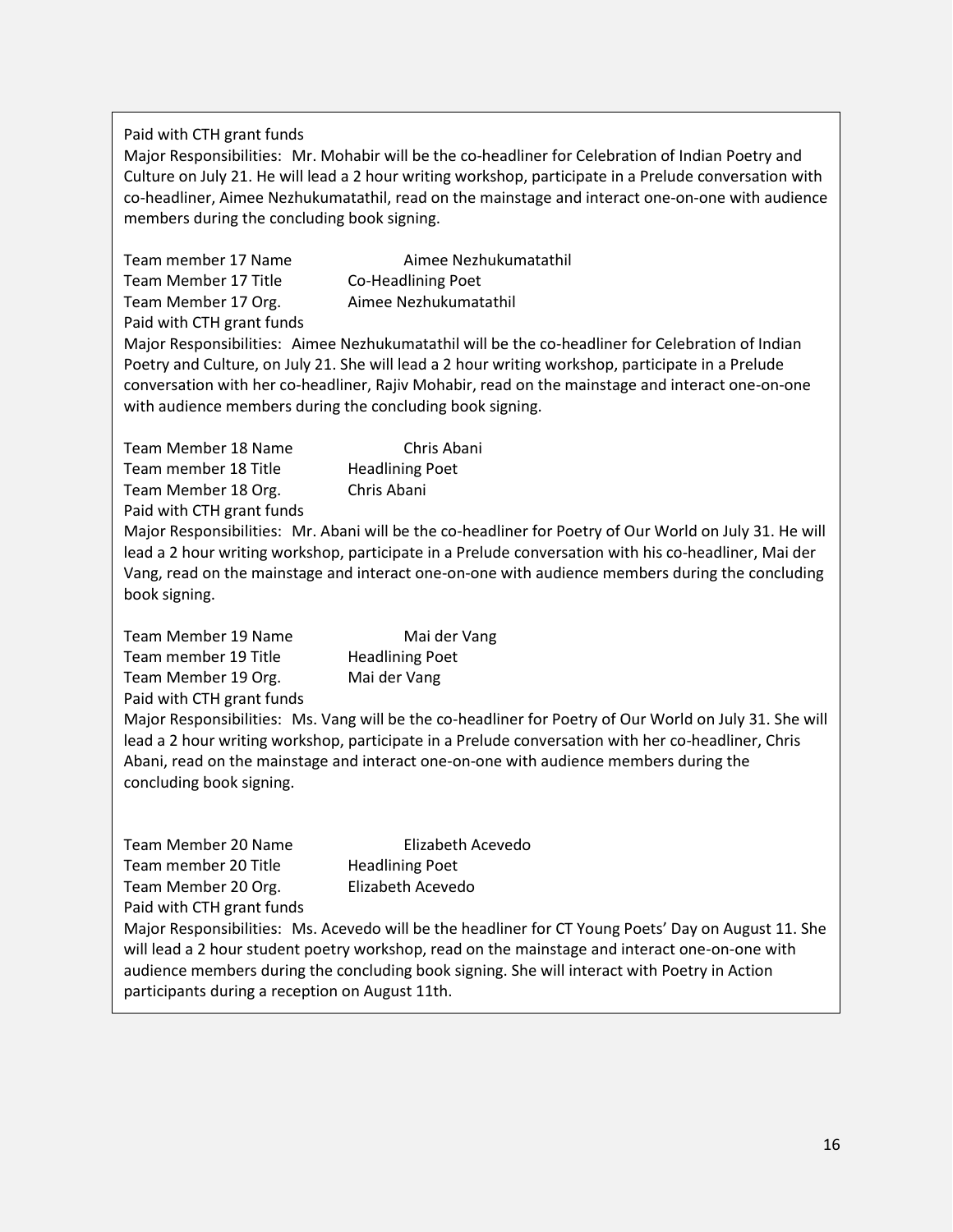Paid with CTH grant funds

Major Responsibilities: Mr. Mohabir will be the co-headliner for Celebration of Indian Poetry and Culture on July 21. He will lead a 2 hour writing workshop, participate in a Prelude conversation with co-headliner, Aimee Nezhukumatathil, read on the mainstage and interact one-on-one with audience members during the concluding book signing.

Team member 17 Name Aimee Nezhukumatathil
Team Member 17 Title Co-Headlining Poet
Team Member 17 Org. Aimee Nezhukumatathil
Paid with CTH grant funds

Major Responsibilities: Aimee Nezhukumatathil will be the co-headliner for Celebration of Indian Poetry and Culture, on July 21. She will lead a 2 hour writing workshop, participate in a Prelude conversation with her co-headliner, Rajiv Mohabir, read on the mainstage and interact one-on-one with audience members during the concluding book signing.

Team Member 18 Name Chris Abani
Team member 18 Title Headlining Poet
Team Member 18 Org. Chris Abani
Paid with CTH grant funds

Major Responsibilities: Mr. Abani will be the co-headliner for Poetry of Our World on July 31. He will lead a 2 hour writing workshop, participate in a Prelude conversation with his co-headliner, Mai der Vang, read on the mainstage and interact one-on-one with audience members during the concluding book signing.

Team Member 19 Name Mai der Vang
Team member 19 Title Headlining Poet
Team Member 19 Org. Mai der Vang
Paid with CTH grant funds

Major Responsibilities: Ms. Vang will be the co-headliner for Poetry of Our World on July 31. She will lead a 2 hour writing workshop, participate in a Prelude conversation with her co-headliner, Chris Abani, read on the mainstage and interact one-on-one with audience members during the concluding book signing.

Team Member 20 Name Elizabeth Acevedo
Team member 20 Title Headlining Poet
Team Member 20 Org. Elizabeth Acevedo
Paid with CTH grant funds

Major Responsibilities: Ms. Acevedo will be the headliner for CT Young Poets' Day on August 11. She will lead a 2 hour student poetry workshop, read on the mainstage and interact one-on-one with audience members during the concluding book signing. She will interact with Poetry in Action participants during a reception on August 11th.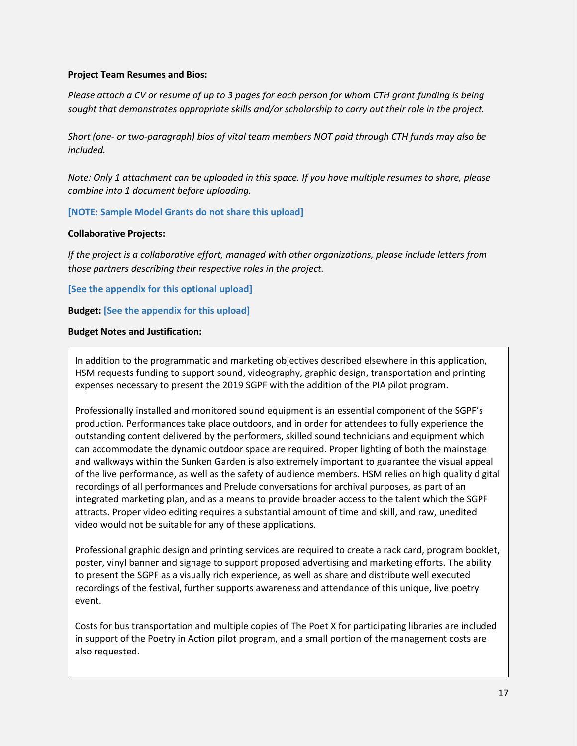**Project Team Resumes and Bios:**

*Please attach a CV or resume of up to 3 pages for each person for whom CTH grant funding is being sought that demonstrates appropriate skills and/or scholarship to carry out their role in the project.*

*Short (one- or two-paragraph) bios of vital team members NOT paid through CTH funds may also be included.*

*Note: Only 1 attachment can be uploaded in this space. If you have multiple resumes to share, please combine into 1 document before uploading.*

**[NOTE: Sample Model Grants do not share this upload]**

**Collaborative Projects:**

*If the project is a collaborative effort, managed with other organizations, please include letters from those partners describing their respective roles in the project.*

**[See the appendix for this optional upload]**

**Budget:** **[See the appendix for this upload]**

**Budget Notes and Justification:**

In addition to the programmatic and marketing objectives described elsewhere in this application, HSM requests funding to support sound, videography, graphic design, transportation and printing expenses necessary to present the 2019 SGPF with the addition of the PIA pilot program.

Professionally installed and monitored sound equipment is an essential component of the SGPF's production. Performances take place outdoors, and in order for attendees to fully experience the outstanding content delivered by the performers, skilled sound technicians and equipment which can accommodate the dynamic outdoor space are required. Proper lighting of both the mainstage and walkways within the Sunken Garden is also extremely important to guarantee the visual appeal of the live performance, as well as the safety of audience members. HSM relies on high quality digital recordings of all performances and Prelude conversations for archival purposes, as part of an integrated marketing plan, and as a means to provide broader access to the talent which the SGPF attracts. Proper video editing requires a substantial amount of time and skill, and raw, unedited video would not be suitable for any of these applications.

Professional graphic design and printing services are required to create a rack card, program booklet, poster, vinyl banner and signage to support proposed advertising and marketing efforts. The ability to present the SGPF as a visually rich experience, as well as share and distribute well executed recordings of the festival, further supports awareness and attendance of this unique, live poetry event.

Costs for bus transportation and multiple copies of The Poet X for participating libraries are included in support of the Poetry in Action pilot program, and a small portion of the management costs are also requested.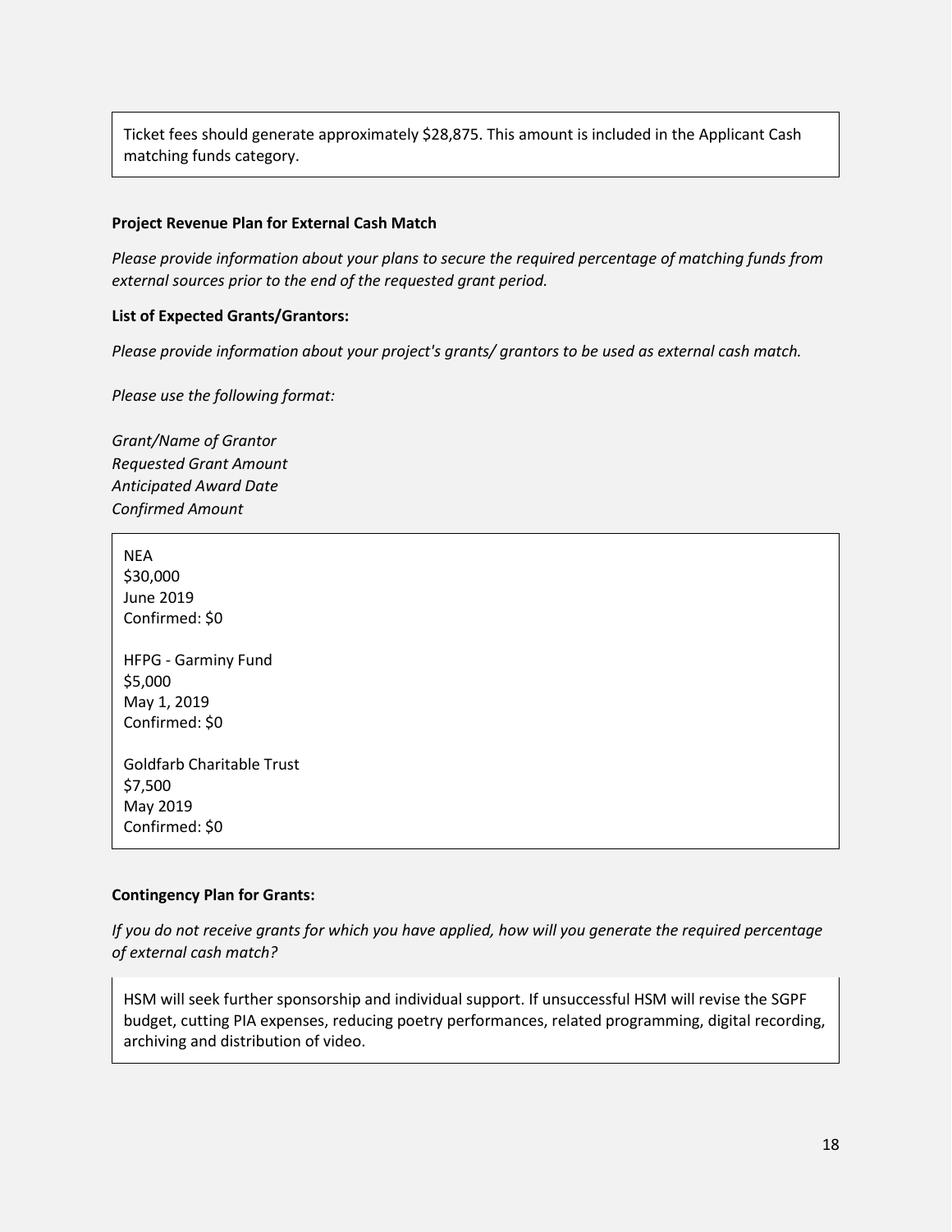Ticket fees should generate approximately $28,875. This amount is included in the Applicant Cash matching funds category.

**Project Revenue Plan for External Cash Match**

*Please provide information about your plans to secure the required percentage of matching funds from external sources prior to the end of the requested grant period.*

**List of Expected Grants/Grantors:**

*Please provide information about your project's grants/ grantors to be used as external cash match.*

*Please use the following format:*

*Grant/Name of Grantor*
*Requested Grant Amount*
*Anticipated Award Date*
*Confirmed Amount*

NEA
$30,000
June 2019
Confirmed: $0

HFPG - Garminy Fund
$5,000
May 1, 2019
Confirmed: $0

Goldfarb Charitable Trust
$7,500
May 2019
Confirmed: $0

**Contingency Plan for Grants:**

*If you do not receive grants for which you have applied, how will you generate the required percentage of external cash match?*

HSM will seek further sponsorship and individual support. If unsuccessful HSM will revise the SGPF budget, cutting PIA expenses, reducing poetry performances, related programming, digital recording, archiving and distribution of video.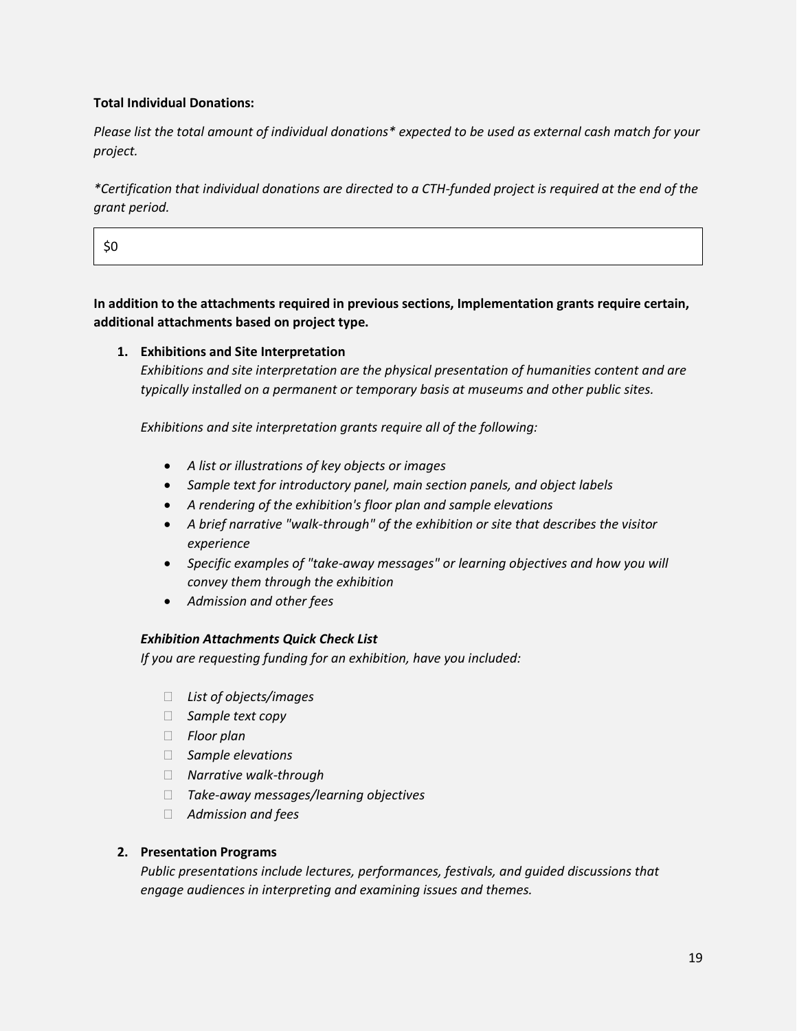**Total Individual Donations:**

*Please list the total amount of individual donations* expected to be used as external cash match for your project.*

**Certification that individual donations are directed to a CTH-funded project is required at the end of the grant period.*

| $0 |
|---|

**In addition to the attachments required in previous sections, Implementation grants require certain, additional attachments based on project type.**

1. **Exhibitions and Site Interpretation**
   *Exhibitions and site interpretation are the physical presentation of humanities content and are typically installed on a permanent or temporary basis at museums and other public sites.*

   *Exhibitions and site interpretation grants require all of the following:*

   - *A list or illustrations of key objects or images*
   - *Sample text for introductory panel, main section panels, and object labels*
   - *A rendering of the exhibition's floor plan and sample elevations*
   - *A brief narrative "walk-through" of the exhibition or site that describes the visitor experience*
   - *Specific examples of "take-away messages" or learning objectives and how you will convey them through the exhibition*
   - *Admission and other fees*

   ***Exhibition Attachments Quick Check List***
   *If you are requesting funding for an exhibition, have you included:*

   - ☐ *List of objects/images*
   - ☐ *Sample text copy*
   - ☐ *Floor plan*
   - ☐ *Sample elevations*
   - ☐ *Narrative walk-through*
   - ☐ *Take-away messages/learning objectives*
   - ☐ *Admission and fees*

2. **Presentation Programs**
   *Public presentations include lectures, performances, festivals, and guided discussions that engage audiences in interpreting and examining issues and themes.*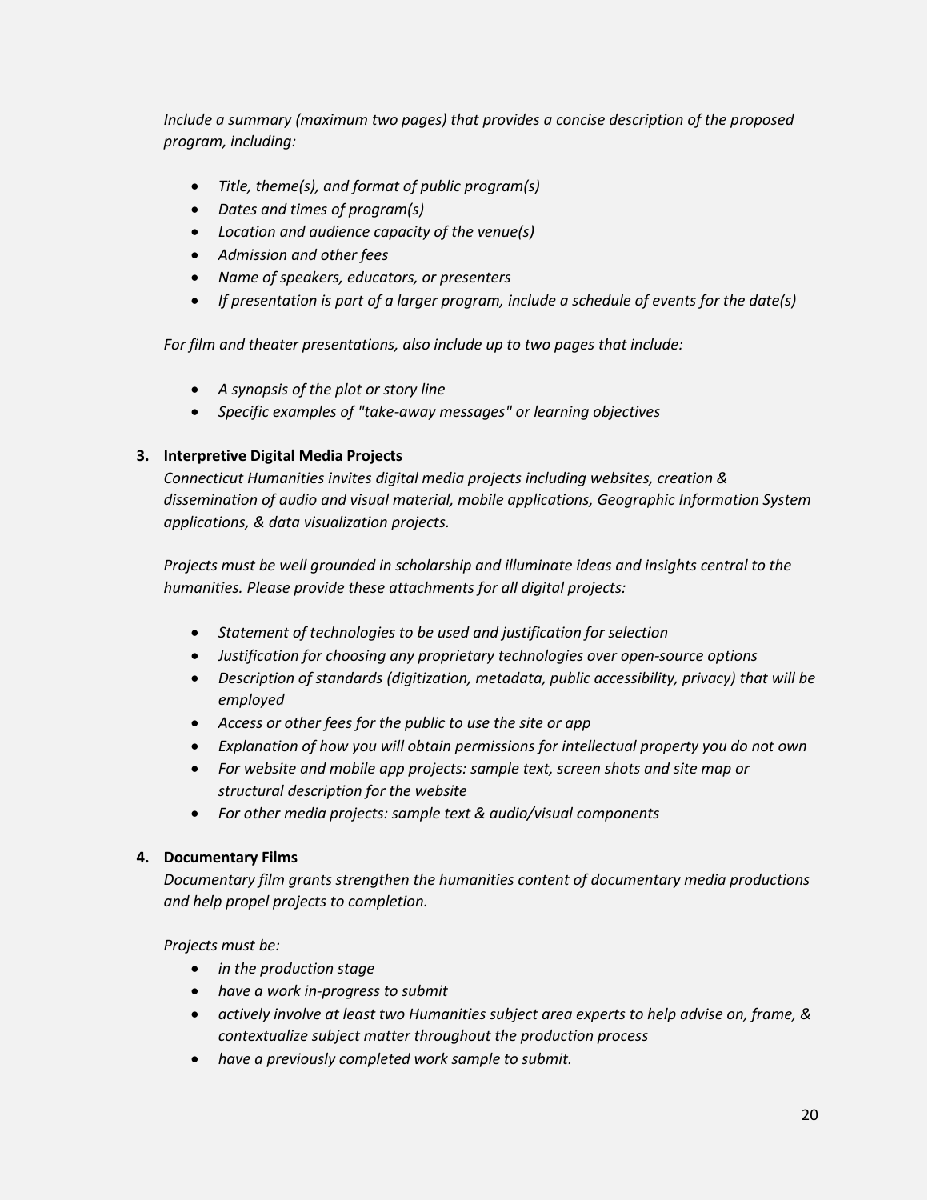*Include a summary (maximum two pages) that provides a concise description of the proposed program, including:*

- *Title, theme(s), and format of public program(s)*
- *Dates and times of program(s)*
- *Location and audience capacity of the venue(s)*
- *Admission and other fees*
- *Name of speakers, educators, or presenters*
- *If presentation is part of a larger program, include a schedule of events for the date(s)*

*For film and theater presentations, also include up to two pages that include:*

- *A synopsis of the plot or story line*
- *Specific examples of "take-away messages" or learning objectives*

**3. Interpretive Digital Media Projects**

*Connecticut Humanities invites digital media projects including websites, creation & dissemination of audio and visual material, mobile applications, Geographic Information System applications, & data visualization projects.*

*Projects must be well grounded in scholarship and illuminate ideas and insights central to the humanities. Please provide these attachments for all digital projects:*

- *Statement of technologies to be used and justification for selection*
- *Justification for choosing any proprietary technologies over open-source options*
- *Description of standards (digitization, metadata, public accessibility, privacy) that will be employed*
- *Access or other fees for the public to use the site or app*
- *Explanation of how you will obtain permissions for intellectual property you do not own*
- *For website and mobile app projects: sample text, screen shots and site map or structural description for the website*
- *For other media projects: sample text & audio/visual components*

**4. Documentary Films**

*Documentary film grants strengthen the humanities content of documentary media productions and help propel projects to completion.*

*Projects must be:*

- *in the production stage*
- *have a work in-progress to submit*
- *actively involve at least two Humanities subject area experts to help advise on, frame, & contextualize subject matter throughout the production process*
- *have a previously completed work sample to submit.*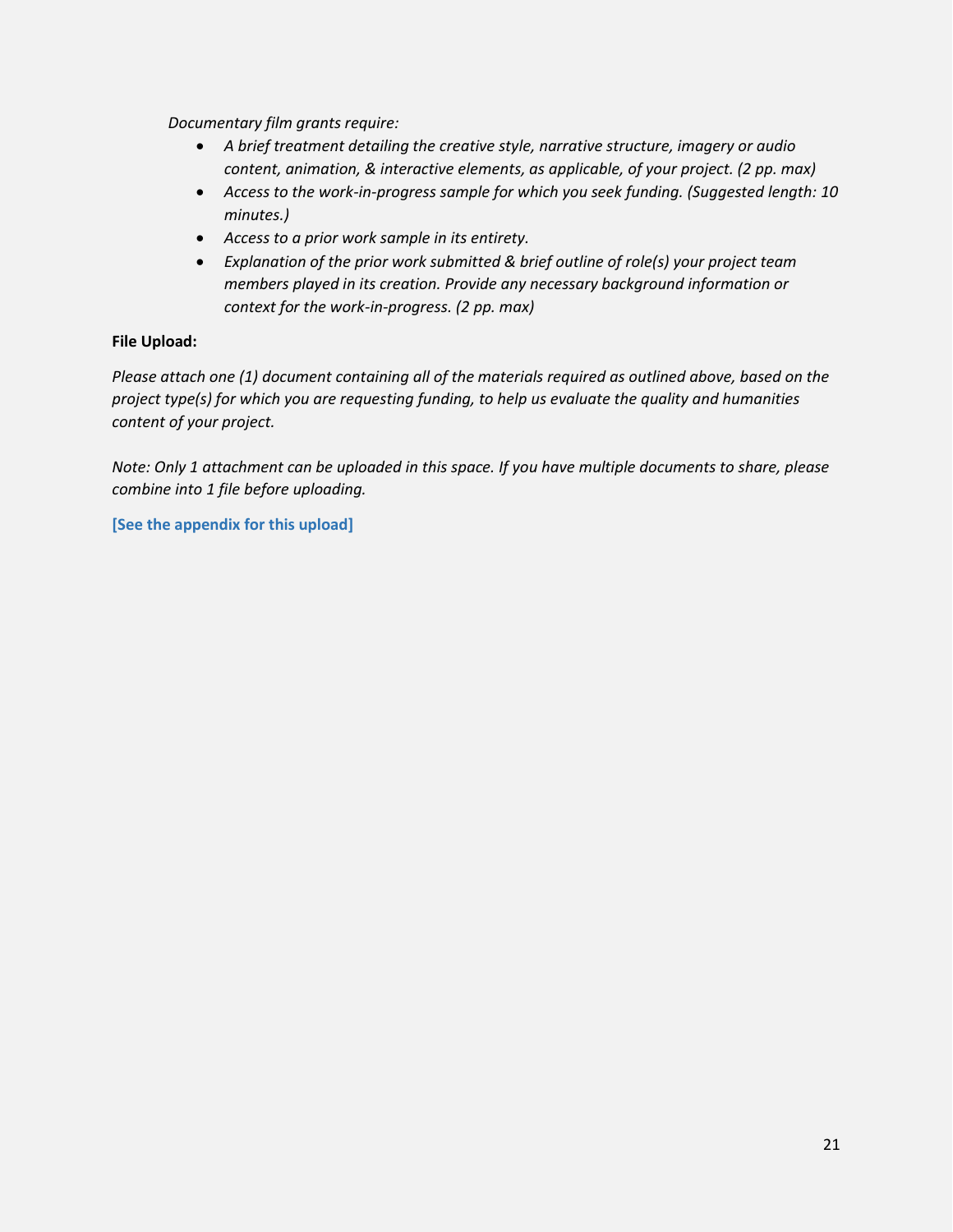*Documentary film grants require:*

- *A brief treatment detailing the creative style, narrative structure, imagery or audio content, animation, & interactive elements, as applicable, of your project. (2 pp. max)*
- *Access to the work-in-progress sample for which you seek funding. (Suggested length: 10 minutes.)*
- *Access to a prior work sample in its entirety.*
- *Explanation of the prior work submitted & brief outline of role(s) your project team members played in its creation. Provide any necessary background information or context for the work-in-progress. (2 pp. max)*

**File Upload:**

*Please attach one (1) document containing all of the materials required as outlined above, based on the project type(s) for which you are requesting funding, to help us evaluate the quality and humanities content of your project.*

*Note: Only 1 attachment can be uploaded in this space. If you have multiple documents to share, please combine into 1 file before uploading.*

**[See the appendix for this upload]**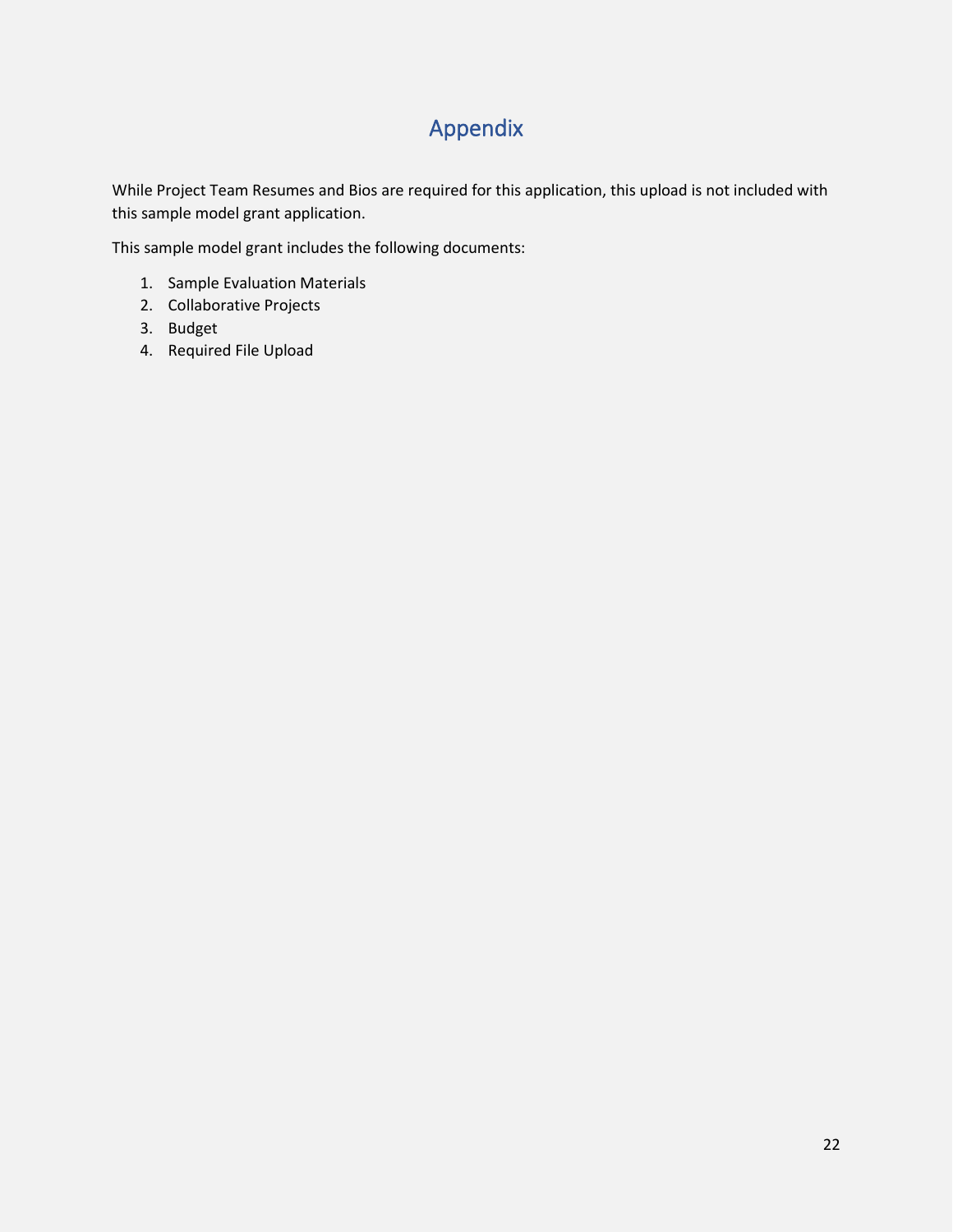# Appendix

While Project Team Resumes and Bios are required for this application, this upload is not included with this sample model grant application.

This sample model grant includes the following documents:

1. Sample Evaluation Materials
2. Collaborative Projects
3. Budget
4. Required File Upload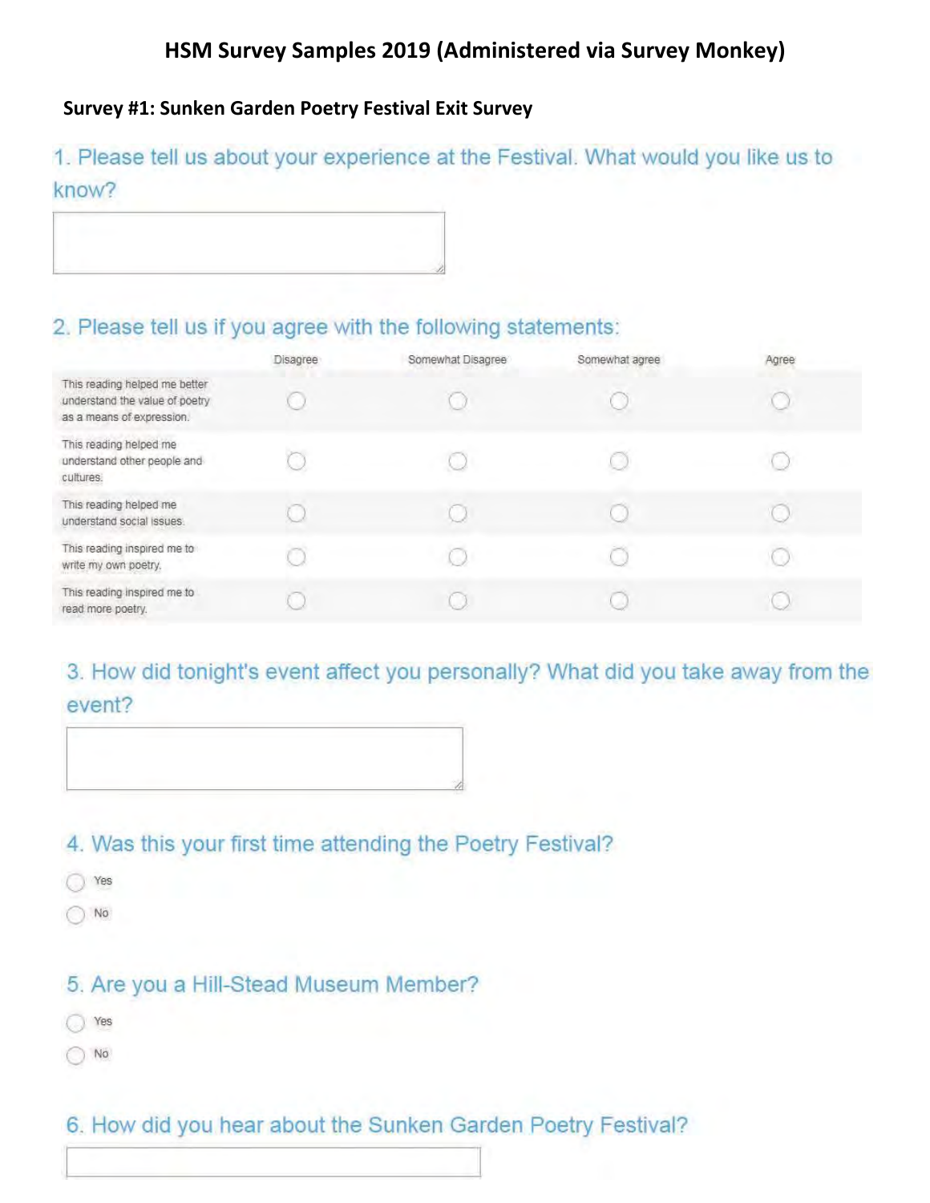# HSM Survey Samples 2019 (Administered via Survey Monkey)

**Survey #1: Sunken Garden Poetry Festival Exit Survey**

1. Please tell us about your experience at the Festival. What would you like us to know?

2. Please tell us if you agree with the following statements:

| | Disagree | Somewhat Disagree | Somewhat agree | Agree |
|---|---|---|---|---|
| This reading helped me better understand the value of poetry as a means of expression. | ○ | ○ | ○ | ○ |
| This reading helped me understand other people and cultures. | ○ | ○ | ○ | ○ |
| This reading helped me understand social issues. | ○ | ○ | ○ | ○ |
| This reading inspired me to write my own poetry. | ○ | ○ | ○ | ○ |
| This reading inspired me to read more poetry. | ○ | ○ | ○ | ○ |

3. How did tonight's event affect you personally? What did you take away from the event?

4. Was this your first time attending the Poetry Festival?

- Yes
- No

5. Are you a Hill-Stead Museum Member?

- Yes
- No

6. How did you hear about the Sunken Garden Poetry Festival?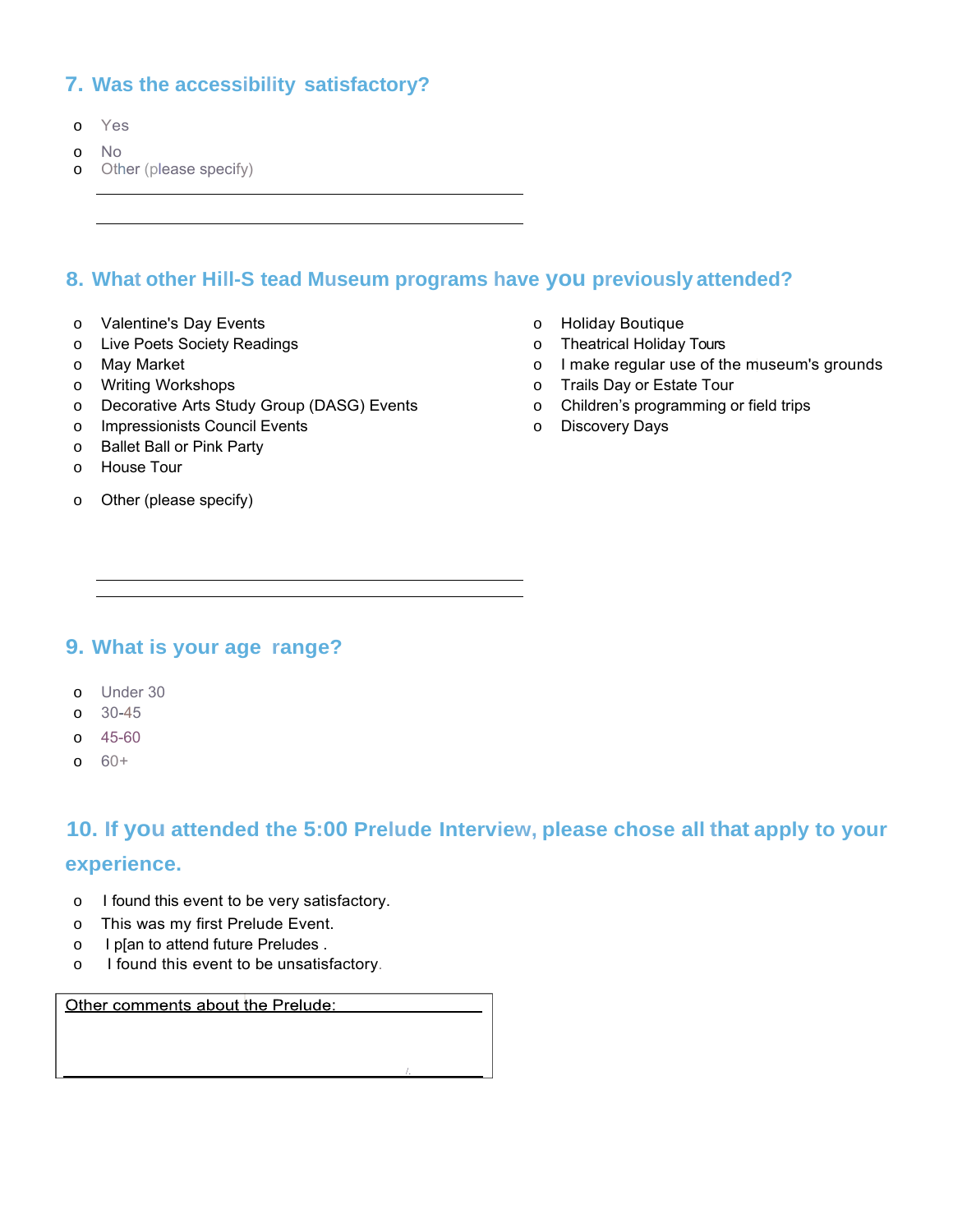## 7. Was the accessibility satisfactory?

- Yes
- No
- Other (please specify)

______________________________________________

______________________________________________

## 8. What other Hill-S tead Museum programs have you previously attended?

- Valentine's Day Events
- Live Poets Society Readings
- May Market
- Writing Workshops
- Decorative Arts Study Group (DASG) Events
- Impressionists Council Events
- Ballet Ball or Pink Party
- House Tour
- Holiday Boutique
- Theatrical Holiday Tours
- I make regular use of the museum's grounds
- Trails Day or Estate Tour
- Children's programming or field trips
- Discovery Days
- Other (please specify)

______________________________________________

______________________________________________

## 9. What is your age range?

- Under 30
- 30-45
- 45-60
- 60+

## 10. If you attended the 5:00 Prelude Interview, please chose all that apply to your experience.

- I found this event to be very satisfactory.
- This was my first Prelude Event.
- I p[an to attend future Preludes .
- I found this event to be unsatisfactory.

Other comments about the Prelude: ______________________________________________

______________________________________________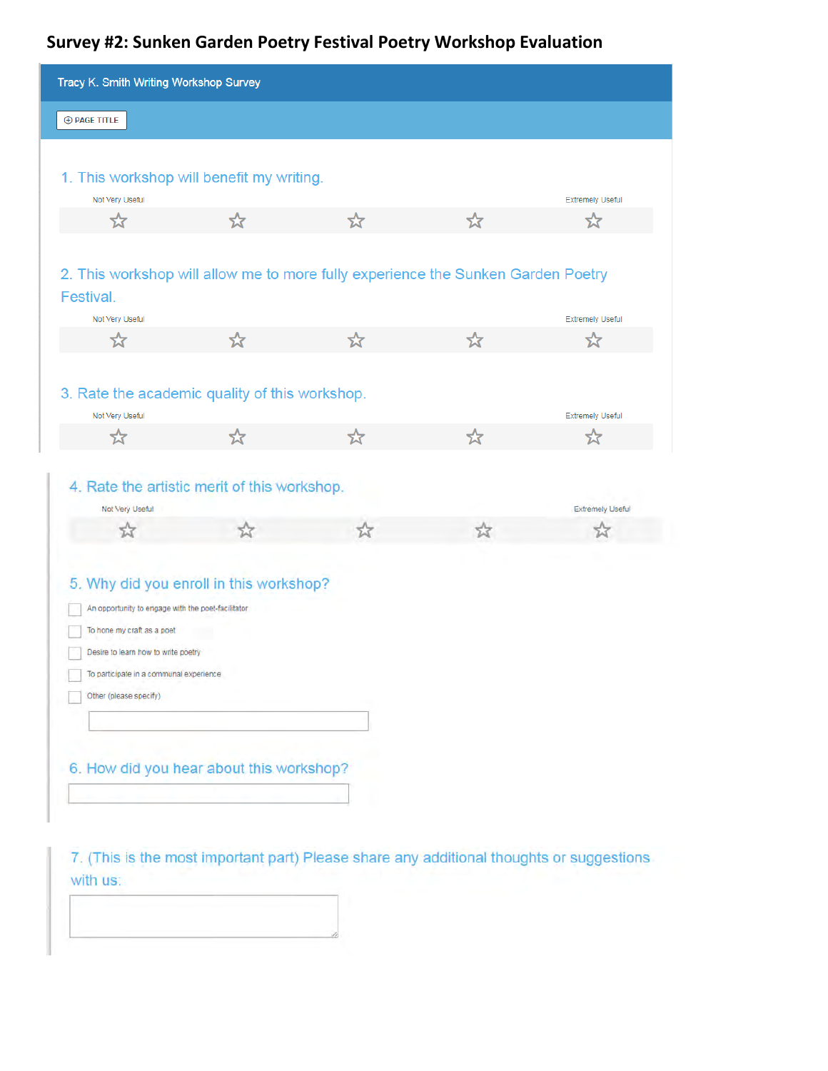## Survey #2: Sunken Garden Poetry Festival Poetry Workshop Evaluation

**Tracy K. Smith Writing Workshop Survey**

PAGE TITLE

1. This workshop will benefit my writing.

Not Very Useful ☆ ☆ ☆ ☆ ☆ Extremely Useful

2. This workshop will allow me to more fully experience the Sunken Garden Poetry Festival.

Not Very Useful ☆ ☆ ☆ ☆ ☆ Extremely Useful

3. Rate the academic quality of this workshop.

Not Very Useful ☆ ☆ ☆ ☆ ☆ Extremely Useful

4. Rate the artistic merit of this workshop.

Not Very Useful ☆ ☆ ☆ ☆ ☆ Extremely Useful

5. Why did you enroll in this workshop?

- ☐ An opportunity to engage with the poet-facilitator
- ☐ To hone my craft as a poet
- ☐ Desire to learn how to write poetry
- ☐ To participate in a communal experience
- ☐ Other (please specify)

6. How did you hear about this workshop?

7. (This is the most important part) Please share any additional thoughts or suggestions with us: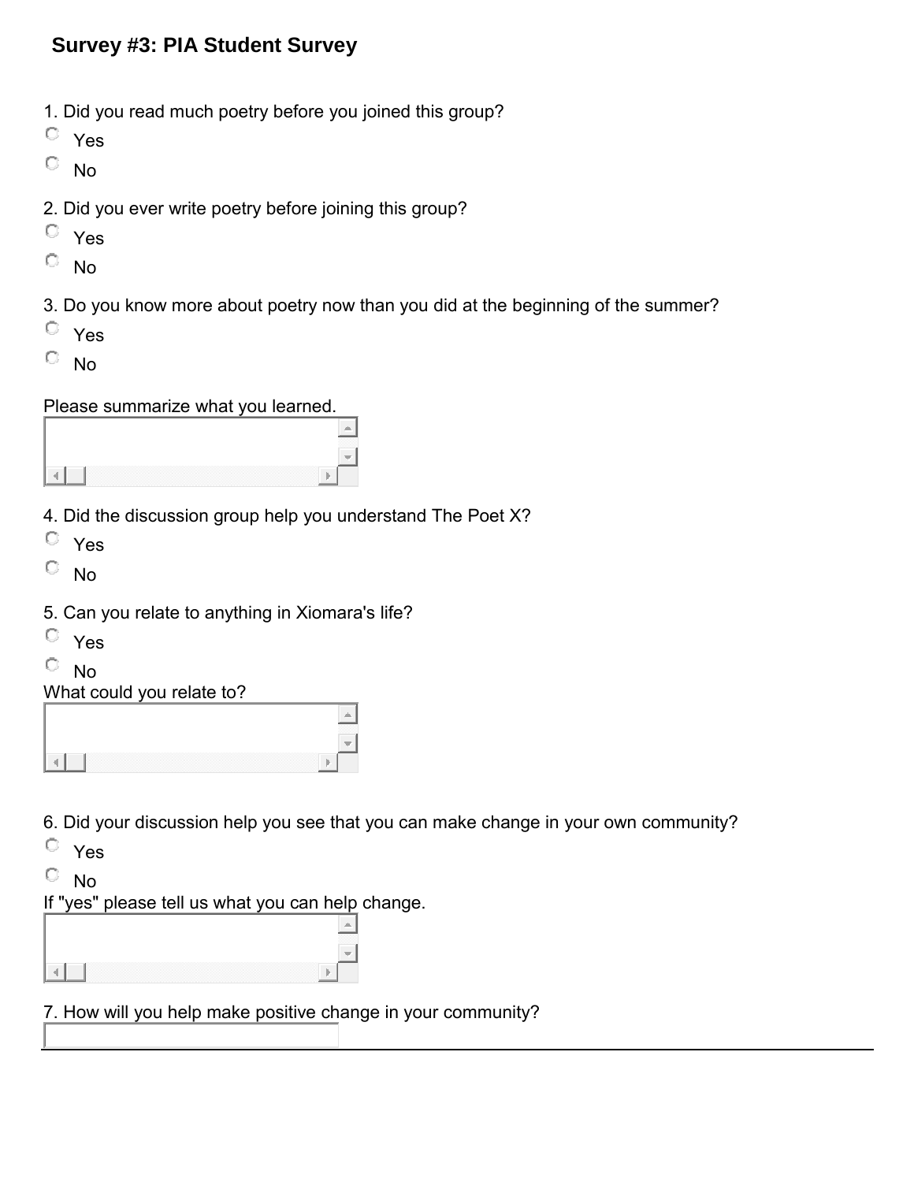## Survey #3: PIA Student Survey

1. Did you read much poetry before you joined this group?

- Yes
- No

2. Did you ever write poetry before joining this group?

- Yes
- No

3. Do you know more about poetry now than you did at the beginning of the summer?

- Yes
- No

Please summarize what you learned.

4. Did the discussion group help you understand The Poet X?

- Yes
- No

5. Can you relate to anything in Xiomara's life?

- Yes
- No

What could you relate to?

6. Did your discussion help you see that you can make change in your own community?

- Yes
- No

If "yes" please tell us what you can help change.

7. How will you help make positive change in your community?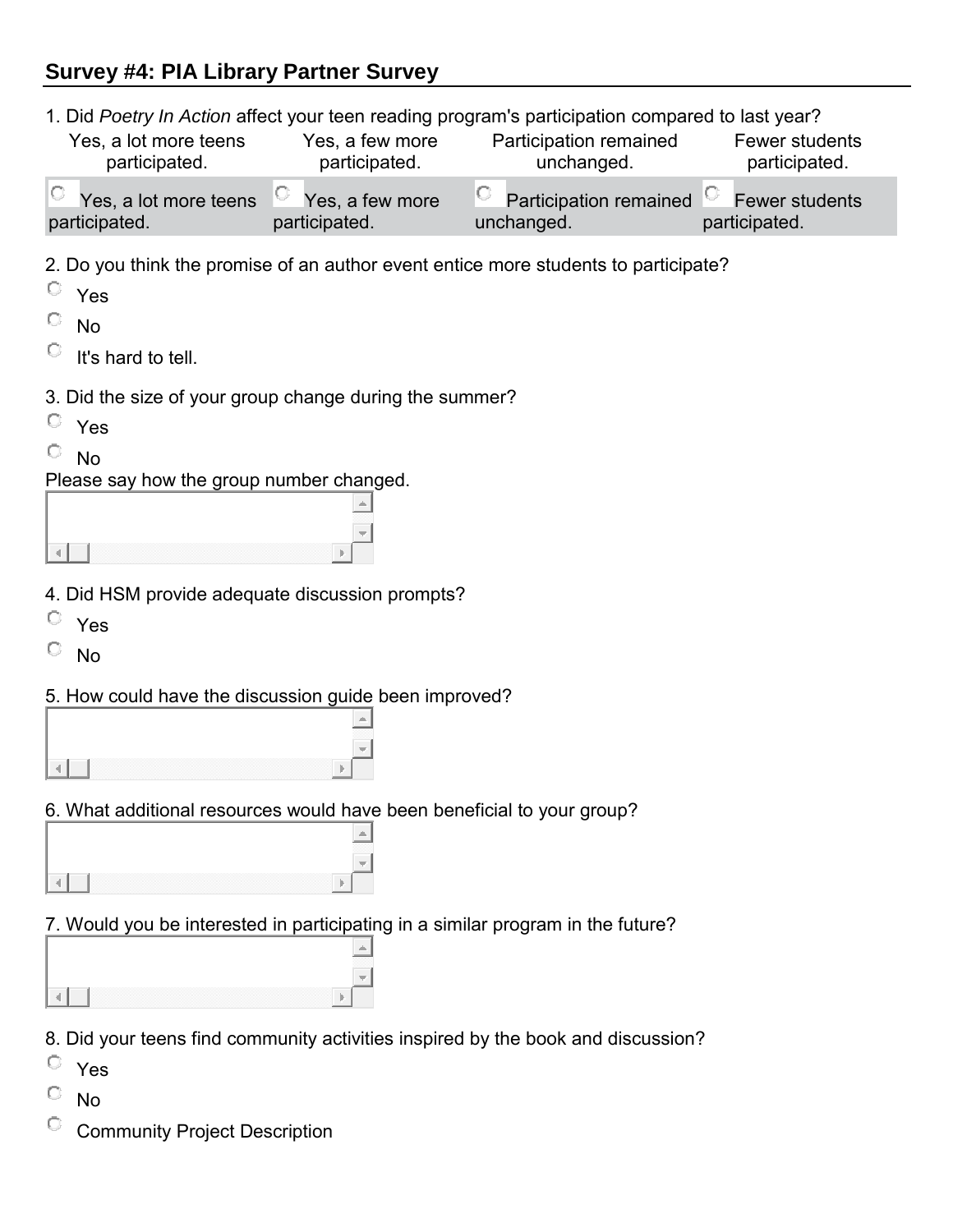## Survey #4: PIA Library Partner Survey

1. Did *Poetry In Action* affect your teen reading program's participation compared to last year?

| Yes, a lot more teens participated. | Yes, a few more participated. | Participation remained unchanged. | Fewer students participated. |
|---|---|---|---|
| ○ Yes, a lot more teens participated. | ○ Yes, a few more participated. | ○ Participation remained unchanged. | ○ Fewer students participated. |

2. Do you think the promise of an author event entice more students to participate?
   - ○ Yes
   - ○ No
   - ○ It's hard to tell.

3. Did the size of your group change during the summer?
   - ○ Yes
   - ○ No

   Please say how the group number changed.

4. Did HSM provide adequate discussion prompts?
   - ○ Yes
   - ○ No

5. How could have the discussion guide been improved?

6. What additional resources would have been beneficial to your group?

7. Would you be interested in participating in a similar program in the future?

8. Did your teens find community activities inspired by the book and discussion?
   - ○ Yes
   - ○ No
   - ○ Community Project Description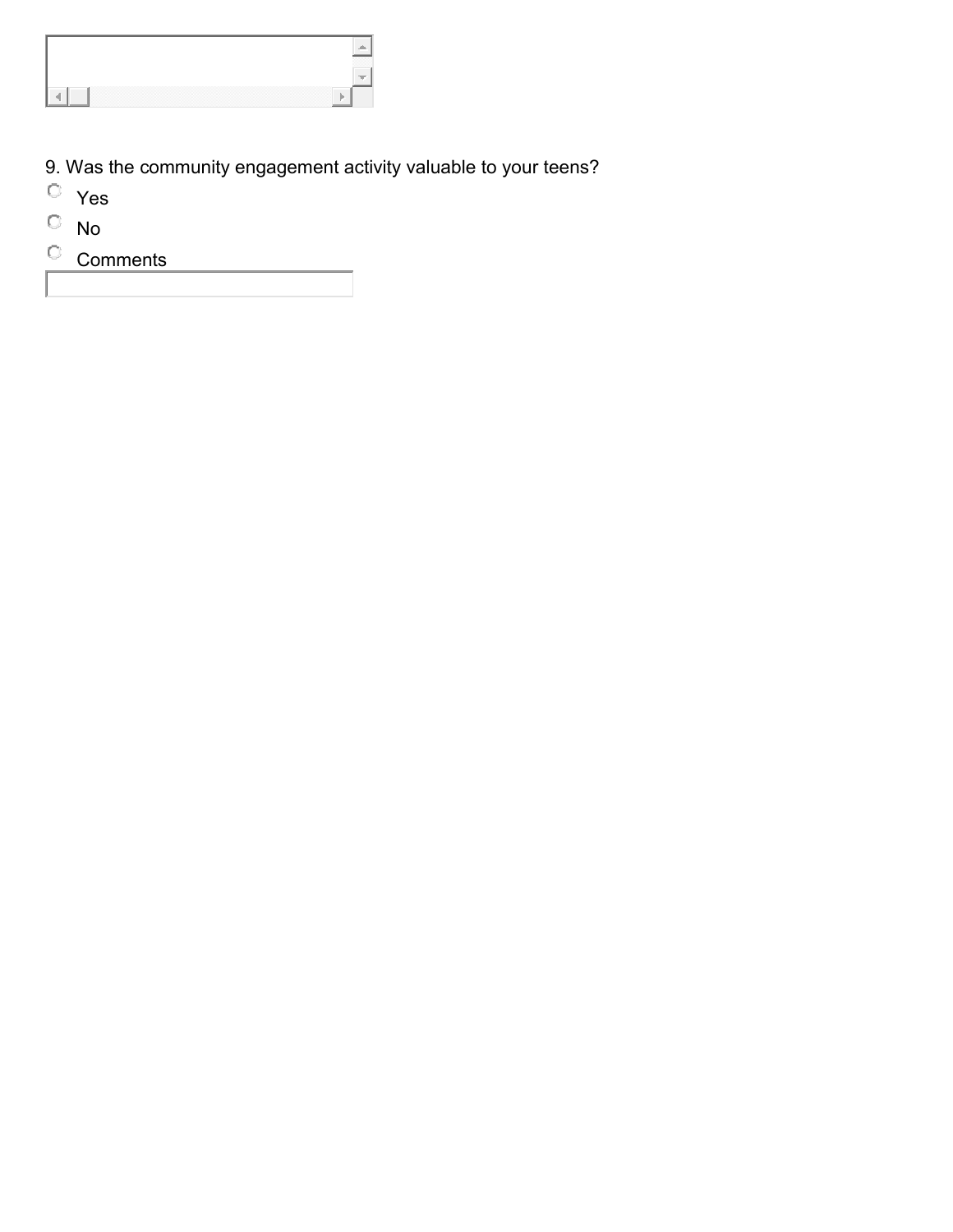9. Was the community engagement activity valuable to your teens?

- Yes
- No
- Comments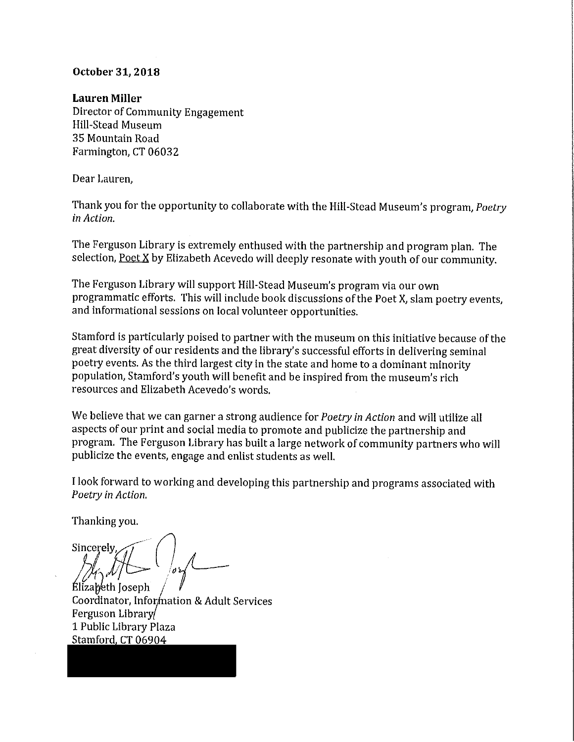**October 31, 2018**

**Lauren Miller**
Director of Community Engagement
Hill-Stead Museum
35 Mountain Road
Farmington, CT 06032

Dear Lauren,

Thank you for the opportunity to collaborate with the Hill-Stead Museum's program, *Poetry in Action.*

The Ferguson Library is extremely enthused with the partnership and program plan. The selection, Poet X by Elizabeth Acevedo will deeply resonate with youth of our community.

The Ferguson Library will support Hill-Stead Museum's program via our own programmatic efforts. This will include book discussions of the Poet X, slam poetry events, and informational sessions on local volunteer opportunities.

Stamford is particularly poised to partner with the museum on this initiative because of the great diversity of our residents and the library's successful efforts in delivering seminal poetry events. As the third largest city in the state and home to a dominant minority population, Stamford's youth will benefit and be inspired from the museum's rich resources and Elizabeth Acevedo's words.

We believe that we can garner a strong audience for *Poetry in Action* and will utilize all aspects of our print and social media to promote and publicize the partnership and program. The Ferguson Library has built a large network of community partners who will publicize the events, engage and enlist students as well.

I look forward to working and developing this partnership and programs associated with *Poetry in Action.*

Thanking you.

Sincerely,

Elizabeth Joseph
Coordinator, Information & Adult Services
Ferguson Library
1 Public Library Plaza
Stamford, CT 06904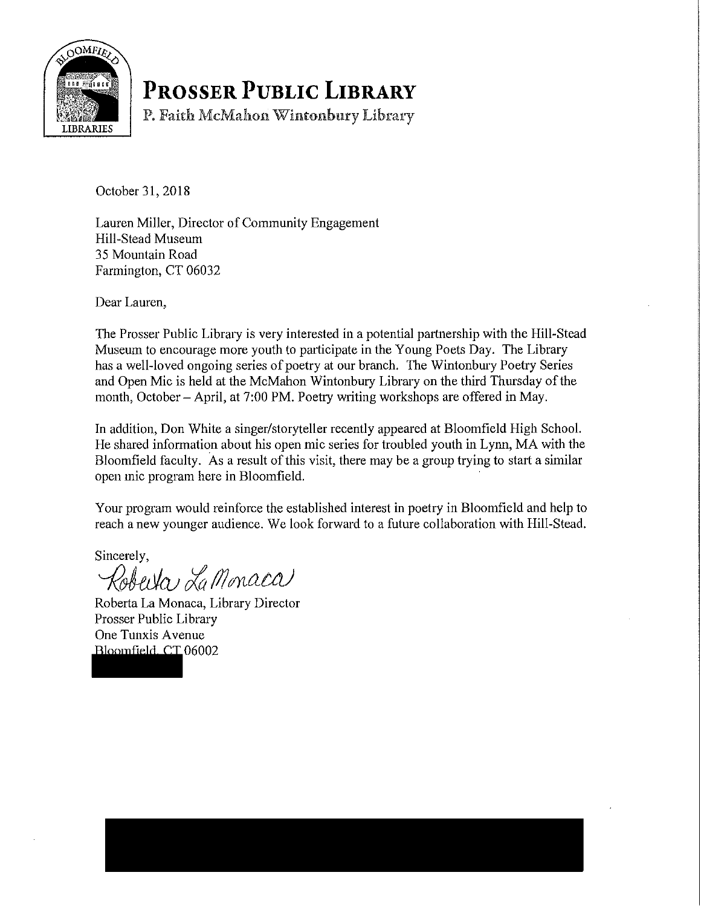# PROSSER PUBLIC LIBRARY

P. Faith McMahon Wintonbury Library

October 31, 2018

Lauren Miller, Director of Community Engagement
Hill-Stead Museum
35 Mountain Road
Farmington, CT 06032

Dear Lauren,

The Prosser Public Library is very interested in a potential partnership with the Hill-Stead Museum to encourage more youth to participate in the Young Poets Day. The Library has a well-loved ongoing series of poetry at our branch. The Wintonbury Poetry Series and Open Mic is held at the McMahon Wintonbury Library on the third Thursday of the month, October – April, at 7:00 PM. Poetry writing workshops are offered in May.

In addition, Don White a singer/storyteller recently appeared at Bloomfield High School. He shared information about his open mic series for troubled youth in Lynn, MA with the Bloomfield faculty. As a result of this visit, there may be a group trying to start a similar open mic program here in Bloomfield.

Your program would reinforce the established interest in poetry in Bloomfield and help to reach a new younger audience. We look forward to a future collaboration with Hill-Stead.

Sincerely,

*Roberta La Monaca*

Roberta La Monaca, Library Director
Prosser Public Library
One Tunxis Avenue
Bloomfield, CT 06002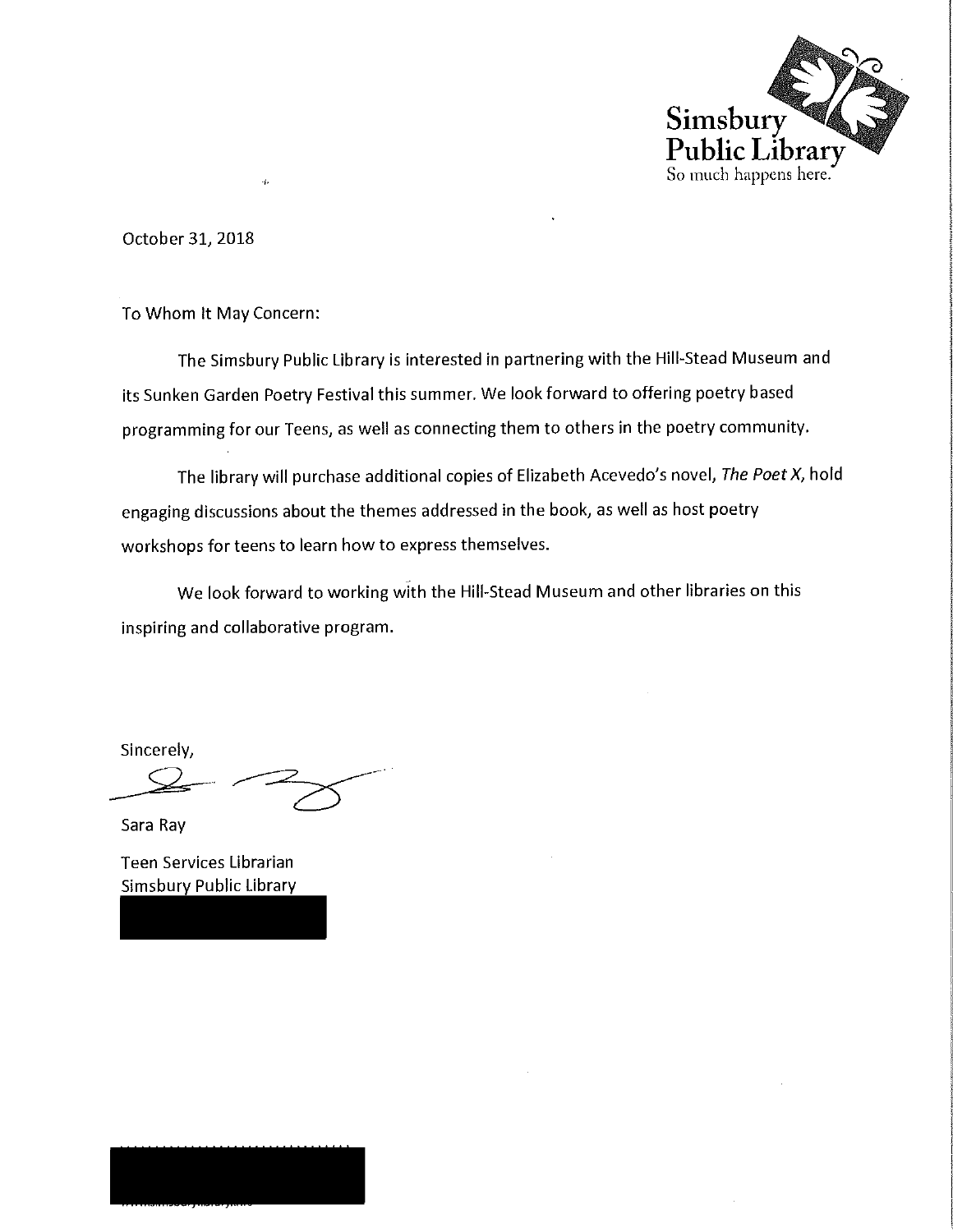Simsbury Public Library
So much happens here.

October 31, 2018

To Whom It May Concern:

The Simsbury Public Library is interested in partnering with the Hill-Stead Museum and its Sunken Garden Poetry Festival this summer. We look forward to offering poetry based programming for our Teens, as well as connecting them to others in the poetry community.

The library will purchase additional copies of Elizabeth Acevedo's novel, *The Poet X*, hold engaging discussions about the themes addressed in the book, as well as host poetry workshops for teens to learn how to express themselves.

We look forward to working with the Hill-Stead Museum and other libraries on this inspiring and collaborative program.

Sincerely,

Sara Ray

Teen Services Librarian
Simsbury Public Library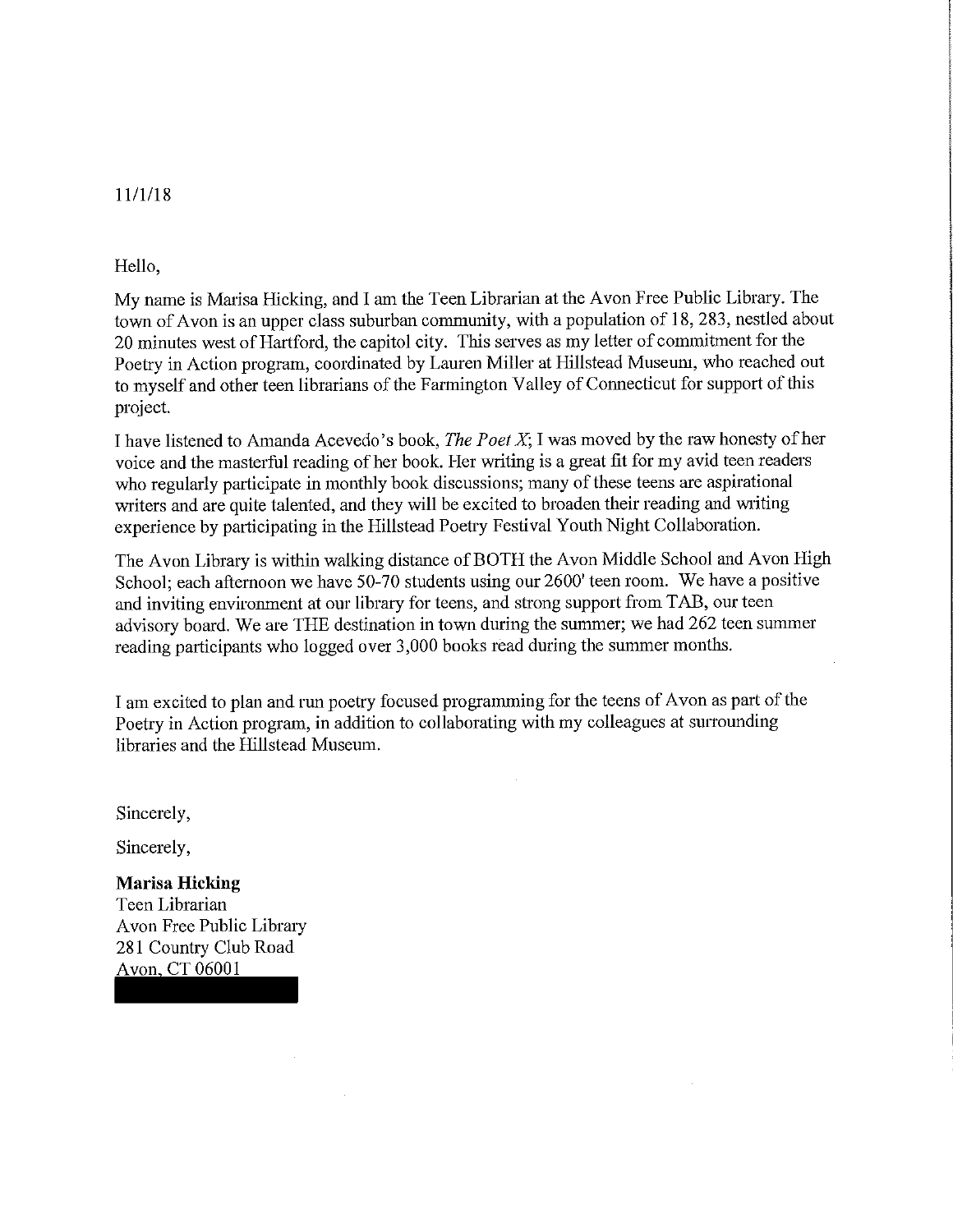11/1/18

Hello,

My name is Marisa Hicking, and I am the Teen Librarian at the Avon Free Public Library. The town of Avon is an upper class suburban community, with a population of 18, 283, nestled about 20 minutes west of Hartford, the capitol city. This serves as my letter of commitment for the Poetry in Action program, coordinated by Lauren Miller at Hillstead Museum, who reached out to myself and other teen librarians of the Farmington Valley of Connecticut for support of this project.

I have listened to Amanda Acevedo's book, *The Poet X*; I was moved by the raw honesty of her voice and the masterful reading of her book. Her writing is a great fit for my avid teen readers who regularly participate in monthly book discussions; many of these teens are aspirational writers and are quite talented, and they will be excited to broaden their reading and writing experience by participating in the Hillstead Poetry Festival Youth Night Collaboration.

The Avon Library is within walking distance of BOTH the Avon Middle School and Avon High School; each afternoon we have 50-70 students using our 2600' teen room. We have a positive and inviting environment at our library for teens, and strong support from TAB, our teen advisory board. We are THE destination in town during the summer; we had 262 teen summer reading participants who logged over 3,000 books read during the summer months.

I am excited to plan and run poetry focused programming for the teens of Avon as part of the Poetry in Action program, in addition to collaborating with my colleagues at surrounding libraries and the Hillstead Museum.

Sincerely,

Sincerely,

**Marisa Hicking**
Teen Librarian
Avon Free Public Library
281 Country Club Road
Avon, CT 06001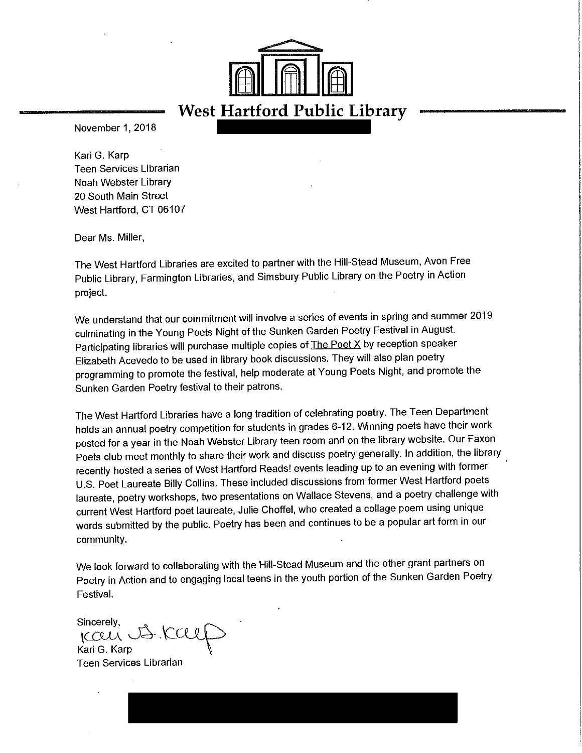# West Hartford Public Library

November 1, 2018

Kari G. Karp
Teen Services Librarian
Noah Webster Library
20 South Main Street
West Hartford, CT 06107

Dear Ms. Miller,

The West Hartford Libraries are excited to partner with the Hill-Stead Museum, Avon Free Public Library, Farmington Libraries, and Simsbury Public Library on the Poetry in Action project.

We understand that our commitment will involve a series of events in spring and summer 2019 culminating in the Young Poets Night of the Sunken Garden Poetry Festival in August. Participating libraries will purchase multiple copies of The Poet X by reception speaker Elizabeth Acevedo to be used in library book discussions. They will also plan poetry programming to promote the festival, help moderate at Young Poets Night, and promote the Sunken Garden Poetry festival to their patrons.

The West Hartford Libraries have a long tradition of celebrating poetry. The Teen Department holds an annual poetry competition for students in grades 6-12. Winning poets have their work posted for a year in the Noah Webster Library teen room and on the library website. Our Faxon Poets club meet monthly to share their work and discuss poetry generally. In addition, the library recently hosted a series of West Hartford Reads! events leading up to an evening with former U.S. Poet Laureate Billy Collins. These included discussions from former West Hartford poets laureate, poetry workshops, two presentations on Wallace Stevens, and a poetry challenge with current West Hartford poet laureate, Julie Choffel, who created a collage poem using unique words submitted by the public. Poetry has been and continues to be a popular art form in our community.

We look forward to collaborating with the Hill-Stead Museum and the other grant partners on Poetry in Action and to engaging local teens in the youth portion of the Sunken Garden Poetry Festival.

Sincerely,

Kari G. Karp
Teen Services Librarian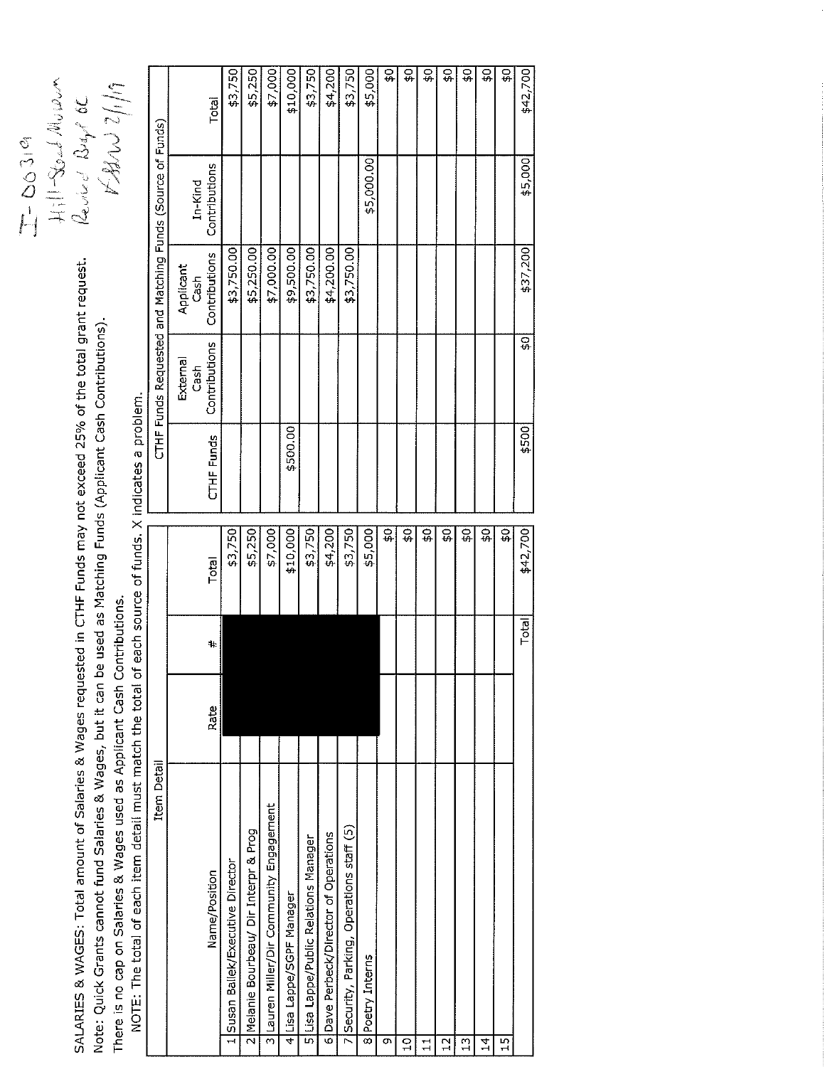I-00319
Hill-Stead Museum
Revised Budget OC
[initials] 2/1/19

SALARIES & WAGES: Total amount of Salaries & Wages requested in CTHF Funds may not exceed 25% of the total grant request.

Note: Quick Grants cannot fund Salaries & Wages, but it can be used as Matching Funds (Applicant Cash Contributions).

There is no cap on Salaries & Wages used as Applicant Cash Contributions.

NOTE: The total of each item detail must match the total of each source of funds. X indicates a problem.

| | Item Detail | | | | CTHF Funds Requested and Matching Funds (Source of Funds) | | | | |
|---|---|---|---|---|---|---|---|---|---|
| | Name/Position | Rate | # | Total | CTHF Funds | External Cash Contributions | Applicant Cash Contributions | In-Kind Contributions | Total |
| 1 | Susan Ballek/Executive Director | | | $3,750 | | | $3,750.00 | | $3,750 |
| 2 | Melanie Bourbeau/ Dir Interpr & Prog | | | $5,250 | | | $5,250.00 | | $5,250 |
| 3 | Lauren Miller/Dir Community Engagement | | | $7,000 | | | $7,000.00 | | $7,000 |
| 4 | Lisa Lappe/SGPF Manager | | | $10,000 | $500.00 | | $9,500.00 | | $10,000 |
| 5 | Lisa Lappe/Public Relations Manager | | | $3,750 | | | $3,750.00 | | $3,750 |
| 6 | Dave Perbeck/Director of Operations | | | $4,200 | | | $4,200.00 | | $4,200 |
| 7 | Security, Parking, Operations staff (5) | | | $3,750 | | | $3,750.00 | | $3,750 |
| 8 | Poetry Interns | | | $5,000 | | | | $5,000.00 | $5,000 |
| 9 | | | | $0 | | | | | $0 |
| 10 | | | | $0 | | | | | $0 |
| 11 | | | | $0 | | | | | $0 |
| 12 | | | | $0 | | | | | $0 |
| 13 | | | | $0 | | | | | $0 |
| 14 | | | | $0 | | | | | $0 |
| 15 | | | | $0 | | | | | $0 |
| | | | Total | $42,700 | $500 | $0 | $37,200 | $5,000 | $42,700 |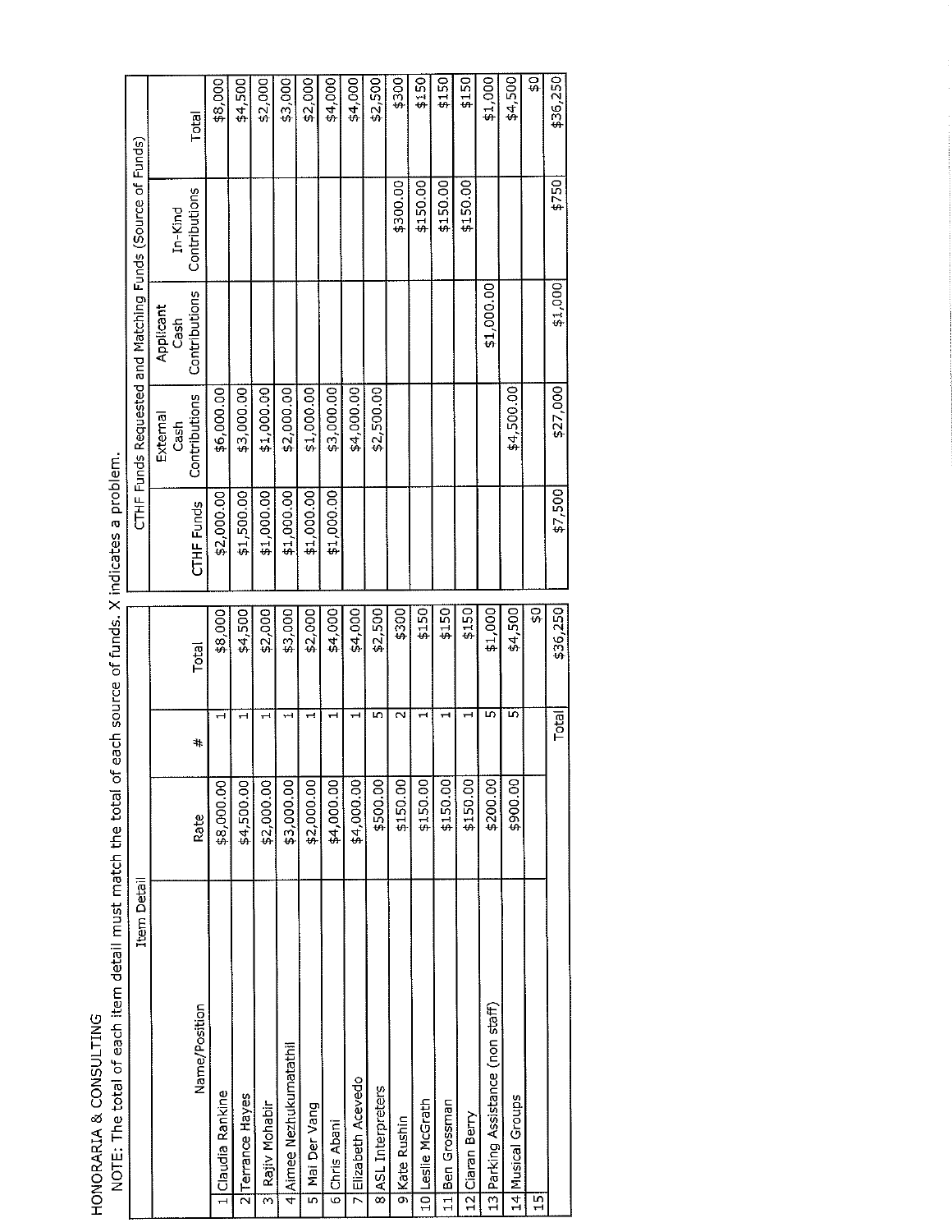HONORARIA & CONSULTING

NOTE: The total of each item detail must match the total of each source of funds. X indicates a problem.

| | Item Detail | | | | CTHF Funds Requested and Matching Funds (Source of Funds) | | | | |
|---|---|---|---|---|---|---|---|---|---|
| | Name/Position | Rate | # | Total | CTHF Funds | External Cash Contributions | Applicant Cash Contributions | In-Kind Contributions | Total |
| 1 | Claudia Rankine | $8,000.00 | 1 | $8,000 | $2,000.00 | $6,000.00 | | | $8,000 |
| 2 | Terrance Hayes | $4,500.00 | 1 | $4,500 | $1,500.00 | $3,000.00 | | | $4,500 |
| 3 | Rajiv Mohabir | $2,000.00 | 1 | $2,000 | $1,000.00 | $1,000.00 | | | $2,000 |
| 4 | Aimee Nezhukumatathil | $3,000.00 | 1 | $3,000 | $1,000.00 | $2,000.00 | | | $3,000 |
| 5 | Mai Der Vang | $2,000.00 | 1 | $2,000 | $1,000.00 | $1,000.00 | | | $2,000 |
| 6 | Chris Abani | $4,000.00 | 1 | $4,000 | $1,000.00 | $3,000.00 | | | $4,000 |
| 7 | Elizabeth Acevedo | $4,000.00 | 1 | $4,000 | | $4,000.00 | | | $4,000 |
| 8 | ASL Interpreters | $500.00 | 5 | $2,500 | | $2,500.00 | | | $2,500 |
| 9 | Kate Rushin | $150.00 | 2 | $300 | | | | $300.00 | $300 |
| 10 | Leslie McGrath | $150.00 | 1 | $150 | | | | $150.00 | $150 |
| 11 | Ben Grossman | $150.00 | 1 | $150 | | | | $150.00 | $150 |
| 12 | Ciaran Berry | $150.00 | 1 | $150 | | | | $150.00 | $150 |
| 13 | Parking Assistance (non staff) | $200.00 | 5 | $1,000 | | | $1,000.00 | | $1,000 |
| 14 | Musical Groups | $900.00 | 5 | $4,500 | | $4,500.00 | | | $4,500 |
| 15 | | | | $0 | | | | | $0 |
| | | | Total | $36,250 | $7,500 | $27,000 | $1,000 | $750 | $36,250 |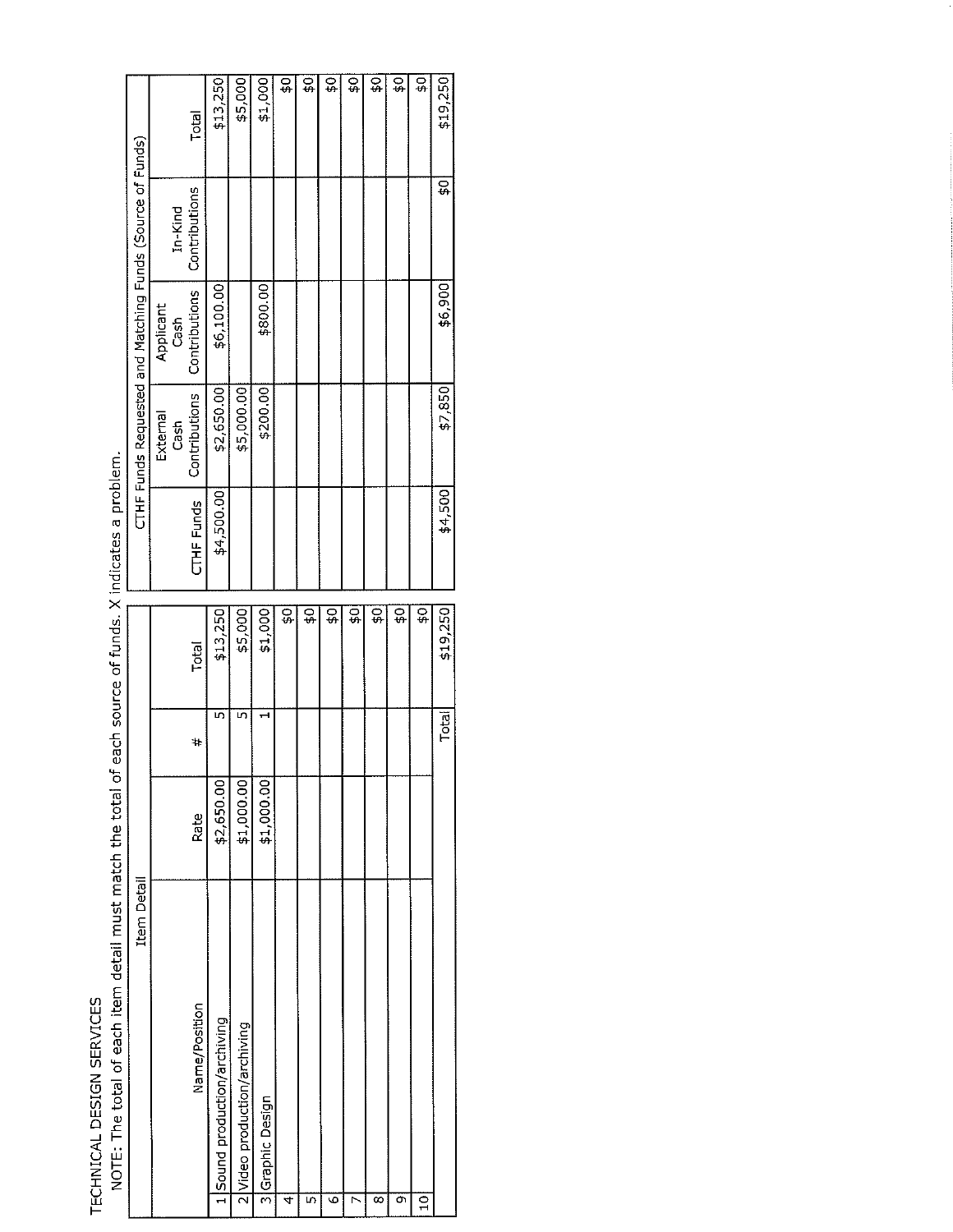TECHNICAL DESIGN SERVICES

NOTE: The total of each item detail must match the total of each source of funds. X indicates a problem.

| | Item Detail | | | | CTHF Funds Requested and Matching Funds (Source of Funds) | | | | |
|---|---|---|---|---|---|---|---|---|---|
| | Name/Position | Rate | # | Total | CTHF Funds | External Cash Contributions | Applicant Cash Contributions | In-Kind Contributions | Total |
| 1 | Sound production/archiving | $2,650.00 | 5 | $13,250 | $4,500.00 | $2,650.00 | $6,100.00 | | $13,250 |
| 2 | Video production/archiving | $1,000.00 | 5 | $5,000 | | $5,000.00 | | | $5,000 |
| 3 | Graphic Design | $1,000.00 | 1 | $1,000 | | $200.00 | $800.00 | | $1,000 |
| 4 | | | | $0 | | | | | $0 |
| 5 | | | | $0 | | | | | $0 |
| 6 | | | | $0 | | | | | $0 |
| 7 | | | | $0 | | | | | $0 |
| 8 | | | | $0 | | | | | $0 |
| 9 | | | | $0 | | | | | $0 |
| 10 | | | | $0 | | | | | $0 |
| | | | Total | $19,250 | $4,500 | $7,850 | $6,900 | $0 | $19,250 |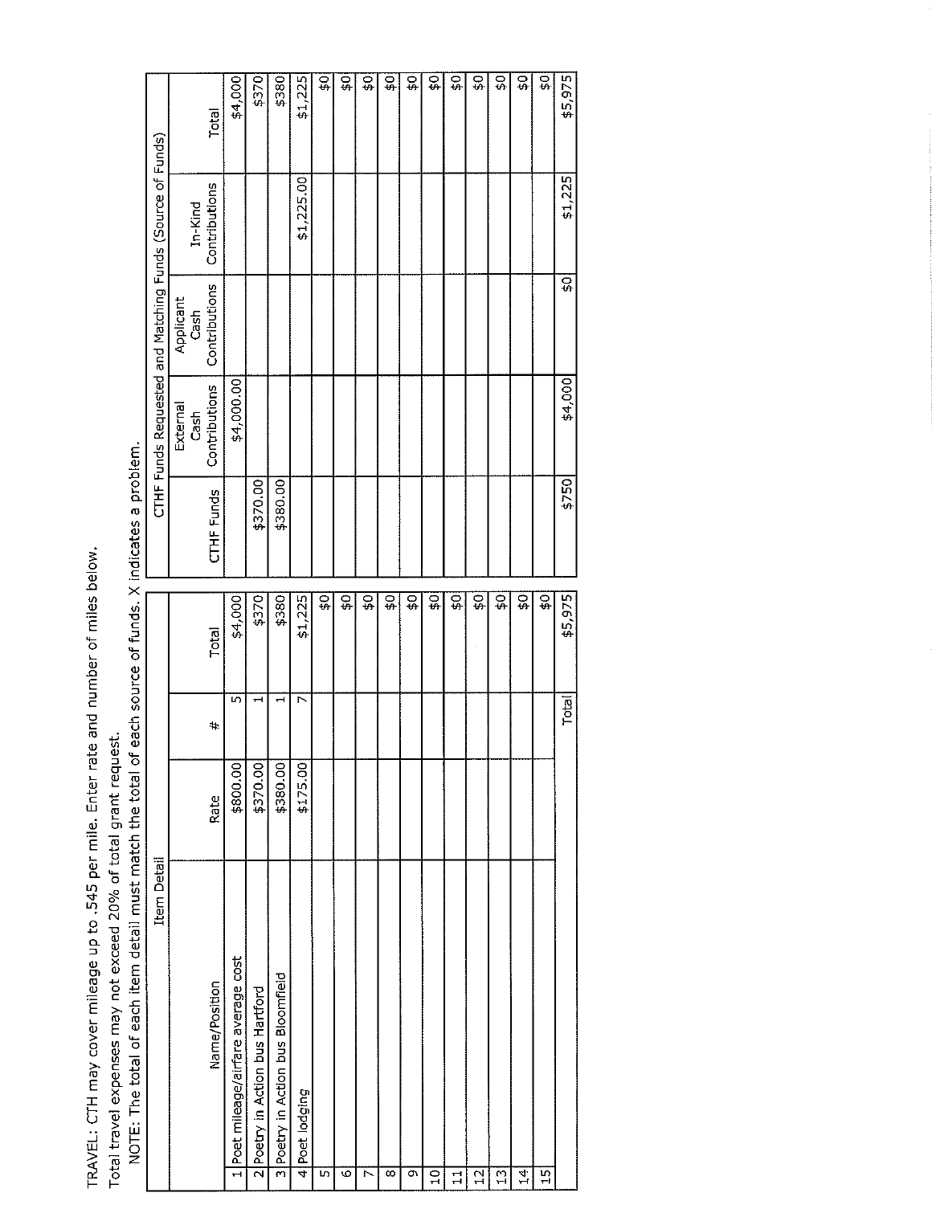TRAVEL: CTH may cover mileage up to .545 per mile. Enter rate and number of miles below.

Total travel expenses may not exceed 20% of total grant request.

NOTE: The total of each item detail must match the total of each source of funds. X indicates a problem.

| | Item Detail | | | | CTHF Funds Requested and Matching Funds (Source of Funds) | | | | |
|---|---|---|---|---|---|---|---|---|---|
| | Name/Position | Rate | # | Total | CTHF Funds | External Cash Contributions | Applicant Cash Contributions | In-Kind Contributions | Total |
| 1 | Poet mileage/airfare average cost | $800.00 | 5 | $4,000 | | $4,000.00 | | | $4,000 |
| 2 | Poetry in Action bus Hartford | $370.00 | 1 | $370 | $370.00 | | | | $370 |
| 3 | Poetry in Action bus Bloomfield | $380.00 | 1 | $380 | $380.00 | | | | $380 |
| 4 | Poet lodging | $175.00 | 7 | $1,225 | | | | $1,225.00 | $1,225 |
| 5 | | | | $0 | | | | | $0 |
| 6 | | | | $0 | | | | | $0 |
| 7 | | | | $0 | | | | | $0 |
| 8 | | | | $0 | | | | | $0 |
| 9 | | | | $0 | | | | | $0 |
| 10 | | | | $0 | | | | | $0 |
| 11 | | | | $0 | | | | | $0 |
| 12 | | | | $0 | | | | | $0 |
| 13 | | | | $0 | | | | | $0 |
| 14 | | | | $0 | | | | | $0 |
| 15 | | | | $0 | | | | | $0 |
| | | | Total | $5,975 | $750 | $4,000 | $0 | $1,225 | $5,975 |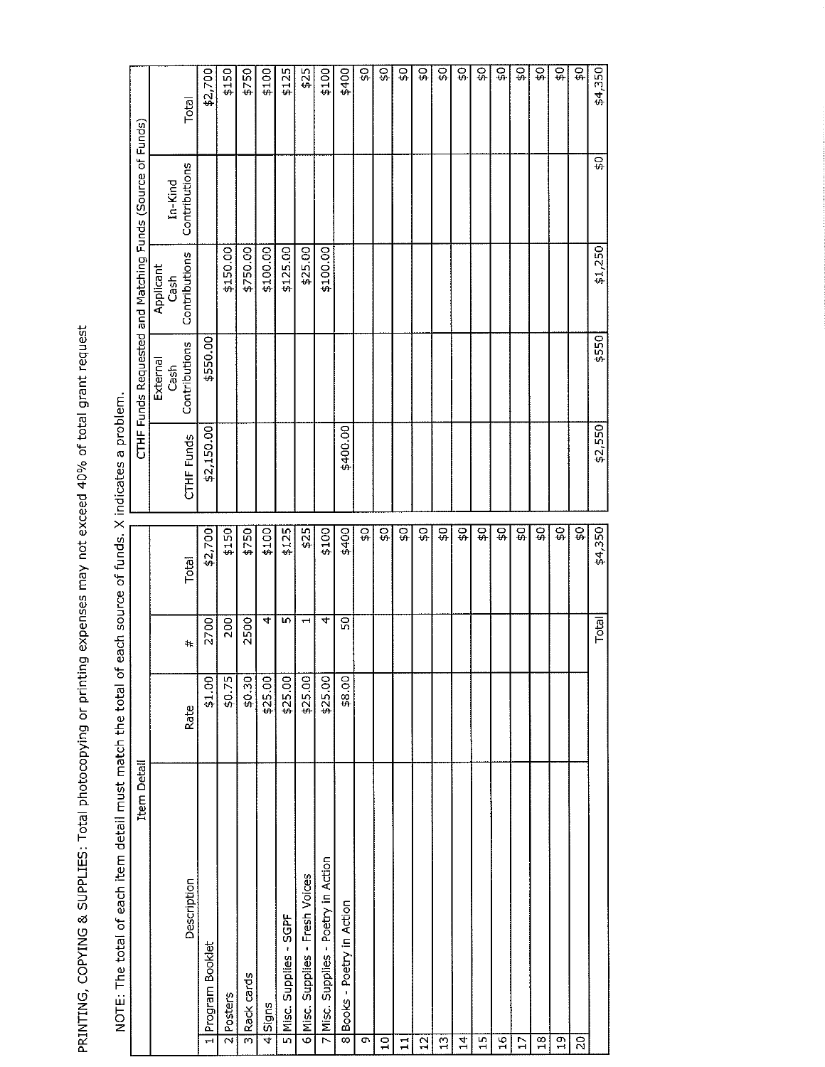PRINTING, COPYING & SUPPLIES: Total photocopying or printing expenses may not exceed 40% of total grant request

NOTE: The total of each item detail must match the total of each source of funds. X indicates a problem.

| Item Detail | | | | | CTHF Funds Requested and Matching Funds (Source of Funds) | | | | |
|---|---|---|---|---|---|---|---|---|---|
| | Description | Rate | # | Total | CTHF Funds | External Cash Contributions | Applicant Cash Contributions | In-Kind Contributions | Total |
| 1 | Program Booklet | $1.00 | 2700 | $2,700 | $2,150.00 | $550.00 | | | $2,700 |
| 2 | Posters | $0.75 | 200 | $150 | | | $150.00 | | $150 |
| 3 | Rack cards | $0.30 | 2500 | $750 | | | $750.00 | | $750 |
| 4 | Signs | $25.00 | 4 | $100 | | | $100.00 | | $100 |
| 5 | Misc. Supplies - SGPF | $25.00 | 5 | $125 | | | $125.00 | | $125 |
| 6 | Misc. Supplies - Fresh Voices | $25.00 | 1 | $25 | | | $25.00 | | $25 |
| 7 | Misc. Supplies - Poetry in Action | $25.00 | 4 | $100 | | | $100.00 | | $100 |
| 8 | Books - Poetry in Action | $8.00 | 50 | $400 | $400.00 | | | | $400 |
| 9 | | | | $0 | | | | | $0 |
| 10 | | | | $0 | | | | | $0 |
| 11 | | | | $0 | | | | | $0 |
| 12 | | | | $0 | | | | | $0 |
| 13 | | | | $0 | | | | | $0 |
| 14 | | | | $0 | | | | | $0 |
| 15 | | | | $0 | | | | | $0 |
| 16 | | | | $0 | | | | | $0 |
| 17 | | | | $0 | | | | | $0 |
| 18 | | | | $0 | | | | | $0 |
| 19 | | | | $0 | | | | | $0 |
| 20 | | | | $0 | | | | | $0 |
| | | | Total | $4,350 | $2,550 | $550 | $1,250 | $0 | $4,350 |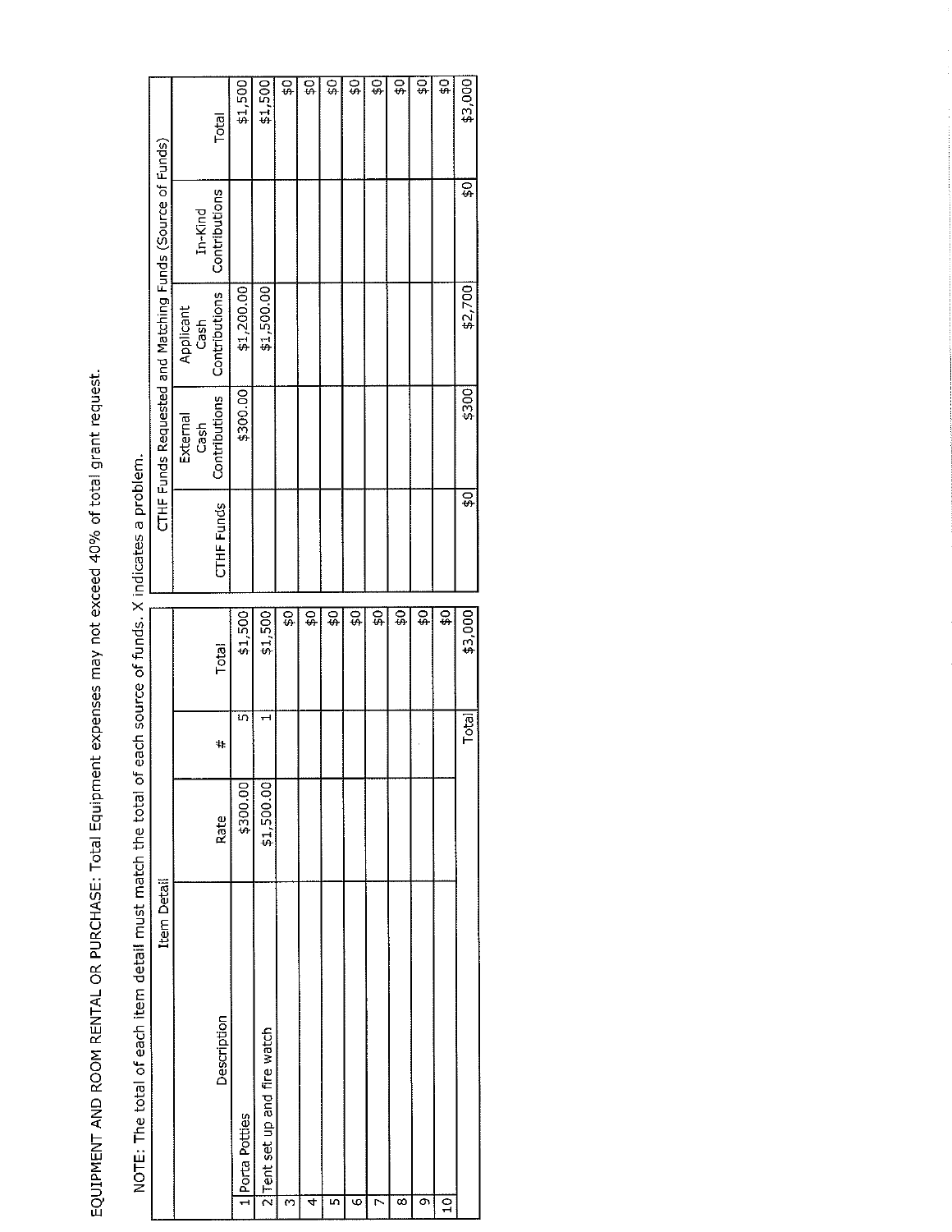EQUIPMENT AND ROOM RENTAL OR PURCHASE: Total Equipment expenses may not exceed 40% of total grant request.

NOTE: The total of each item detail must match the total of each source of funds. X indicates a problem.

| Item Detail | | | | | CTHF Funds Requested and Matching Funds (Source of Funds) | | | | |
|---|---|---|---|---|---|---|---|---|---|
| | Description | Rate | # | Total | CTHF Funds | External Cash Contributions | Applicant Cash Contributions | In-Kind Contributions | Total |
| 1 | Porta Potties | $300.00 | 5 | $1,500 | | $300.00 | $1,200.00 | | $1,500 |
| 2 | Tent set up and fire watch | $1,500.00 | 1 | $1,500 | | | $1,500.00 | | $1,500 |
| 3 | | | | $0 | | | | | $0 |
| 4 | | | | $0 | | | | | $0 |
| 5 | | | | $0 | | | | | $0 |
| 6 | | | | $0 | | | | | $0 |
| 7 | | | | $0 | | | | | $0 |
| 8 | | | | $0 | | | | | $0 |
| 9 | | | | $0 | | | | | $0 |
| 10 | | | | $0 | | | | | $0 |
| | | | Total | $3,000 | $0 | $300 | $2,700 | $0 | $3,000 |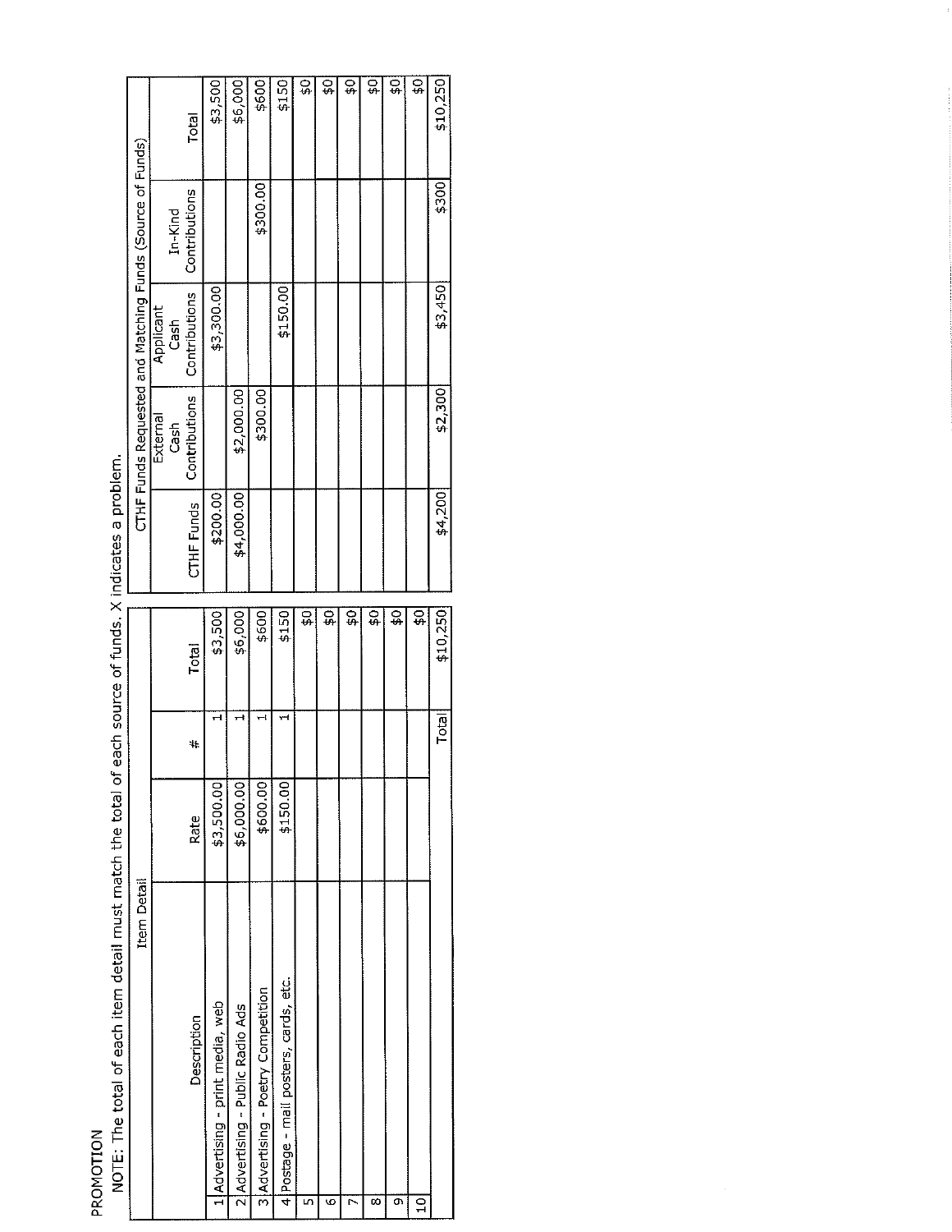PROMOTION

NOTE: The total of each item detail must match the total of each source of funds. X indicates a problem.

| | Item Detail | | | | CTHF Funds Requested and Matching Funds (Source of Funds) | | | | |
|---|---|---|---|---|---|---|---|---|---|
| | Description | Rate | # | Total | CTHF Funds | External Cash Contributions | Applicant Cash Contributions | In-Kind Contributions | Total |
| 1 | Advertising - print media, web | $3,500.00 | 1 | $3,500 | $200.00 | | $3,300.00 | | $3,500 |
| 2 | Advertising - Public Radio Ads | $6,000.00 | 1 | $6,000 | $4,000.00 | $2,000.00 | | | $6,000 |
| 3 | Advertising - Poetry Competition | $600.00 | 1 | $600 | | $300.00 | | $300.00 | $600 |
| 4 | Postage - mail posters, cards, etc. | $150.00 | 1 | $150 | | | $150.00 | | $150 |
| 5 | | | | $0 | | | | | $0 |
| 6 | | | | $0 | | | | | $0 |
| 7 | | | | $0 | | | | | $0 |
| 8 | | | | $0 | | | | | $0 |
| 9 | | | | $0 | | | | | $0 |
| 10 | | | | $0 | | | | | $0 |
| | | | Total | $10,250 | $4,200 | $2,300 | $3,450 | $300 | $10,250 |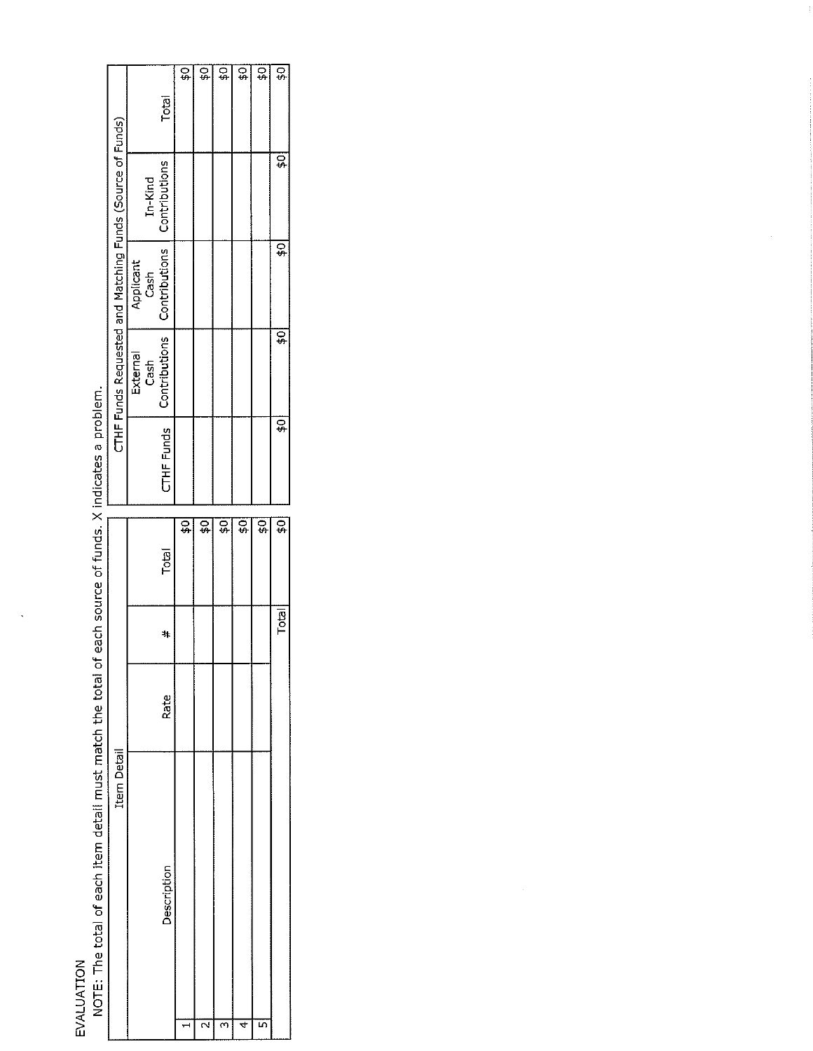EVALUATION

NOTE: The total of each item detail must match the total of each source of funds. X indicates a problem.

| | Item Detail | | | | CTHF Funds Requested and Matching Funds (Source of Funds) | | | | |
|---|---|---|---|---|---|---|---|---|---|
| | Description | Rate | # | Total | CTHF Funds | External Cash Contributions | Applicant Cash Contributions | In-Kind Contributions | Total |
| 1 | | | | $0 | | | | | $0 |
| 2 | | | | $0 | | | | | $0 |
| 3 | | | | $0 | | | | | $0 |
| 4 | | | | $0 | | | | | $0 |
| 5 | | | | $0 | | | | | $0 |
| | | | Total | $0 | $0 | $0 | $0 | $0 | $0 |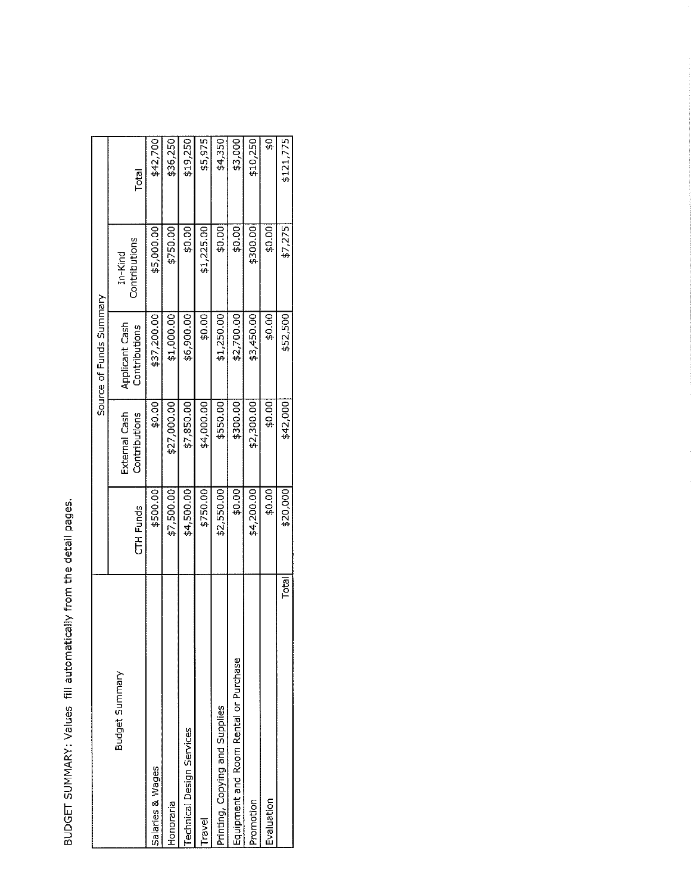BUDGET SUMMARY: Values fill automatically from the detail pages.

| Budget Summary | Source of Funds Summary | | | | |
|---|---|---|---|---|---|
| | CTH Funds | External Cash Contributions | Applicant Cash Contributions | In-Kind Contributions | Total |
| Salaries & Wages | $500.00 | $0.00 | $37,200.00 | $5,000.00 | $42,700 |
| Honoraria | $7,500.00 | $27,000.00 | $1,000.00 | $750.00 | $36,250 |
| Technical Design Services | $4,500.00 | $7,850.00 | $6,900.00 | $0.00 | $19,250 |
| Travel | $750.00 | $4,000.00 | $0.00 | $1,225.00 | $5,975 |
| Printing, Copying and Supplies | $2,550.00 | $550.00 | $1,250.00 | $0.00 | $4,350 |
| Equipment and Room Rental or Purchase | $0.00 | $300.00 | $2,700.00 | $0.00 | $3,000 |
| Promotion | $4,200.00 | $2,300.00 | $3,450.00 | $300.00 | $10,250 |
| Evaluation | $0.00 | $0.00 | $0.00 | $0.00 | $0 |
| Total | $20,000 | $42,000 | $52,500 | $7,275 | $121,775 |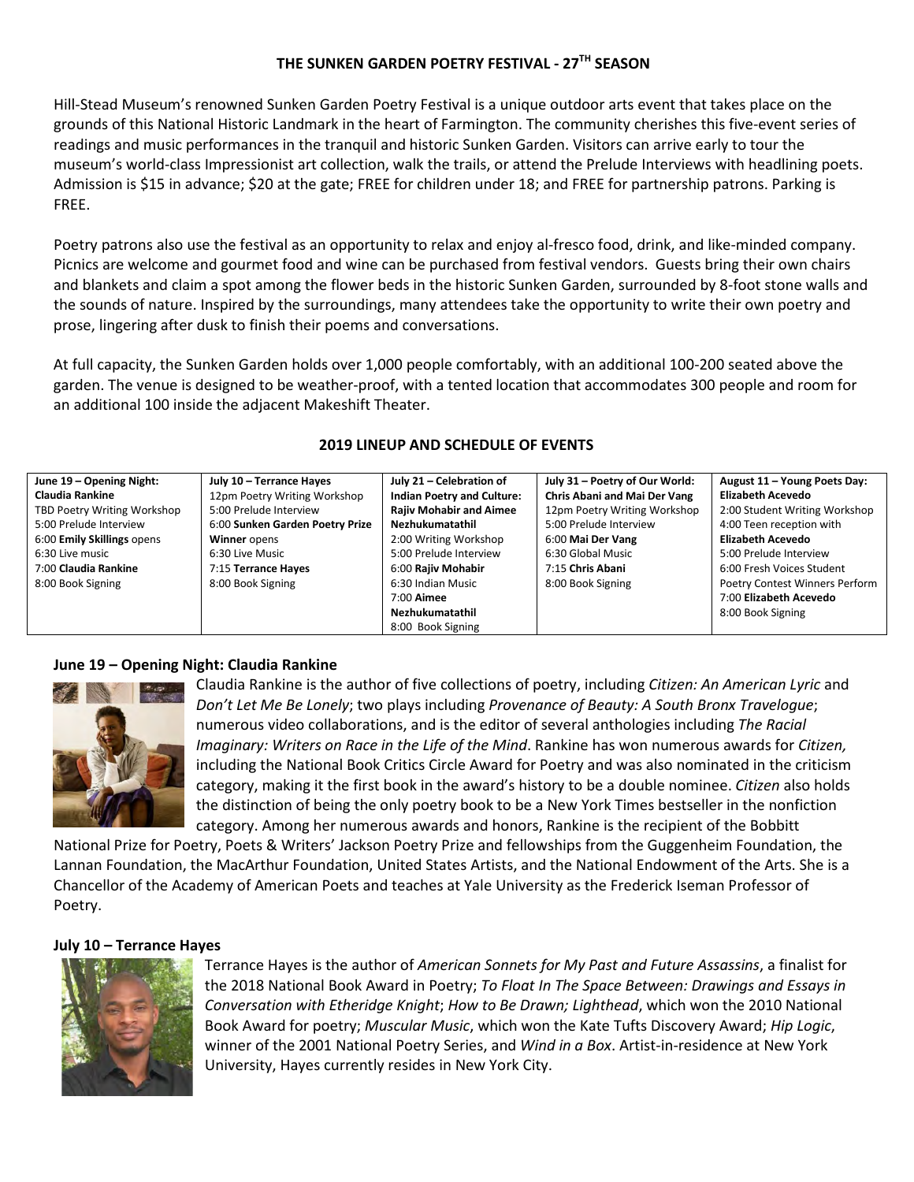# THE SUNKEN GARDEN POETRY FESTIVAL - 27TH SEASON

Hill-Stead Museum's renowned Sunken Garden Poetry Festival is a unique outdoor arts event that takes place on the grounds of this National Historic Landmark in the heart of Farmington. The community cherishes this five-event series of readings and music performances in the tranquil and historic Sunken Garden. Visitors can arrive early to tour the museum's world-class Impressionist art collection, walk the trails, or attend the Prelude Interviews with headlining poets. Admission is $15 in advance; $20 at the gate; FREE for children under 18; and FREE for partnership patrons. Parking is FREE.

Poetry patrons also use the festival as an opportunity to relax and enjoy al-fresco food, drink, and like-minded company. Picnics are welcome and gourmet food and wine can be purchased from festival vendors. Guests bring their own chairs and blankets and claim a spot among the flower beds in the historic Sunken Garden, surrounded by 8-foot stone walls and the sounds of nature. Inspired by the surroundings, many attendees take the opportunity to write their own poetry and prose, lingering after dusk to finish their poems and conversations.

At full capacity, the Sunken Garden holds over 1,000 people comfortably, with an additional 100-200 seated above the garden. The venue is designed to be weather-proof, with a tented location that accommodates 300 people and room for an additional 100 inside the adjacent Makeshift Theater.

## 2019 LINEUP AND SCHEDULE OF EVENTS

| **June 19 – Opening Night: Claudia Rankine** | **July 10 – Terrance Hayes** | **July 21 – Celebration of Indian Poetry and Culture: Rajiv Mohabir and Aimee Nezhukumatathil** | **July 31 – Poetry of Our World: Chris Abani and Mai Der Vang** | **August 11 – Young Poets Day: Elizabeth Acevedo** |
|---|---|---|---|---|
| TBD Poetry Writing Workshop | 12pm Poetry Writing Workshop | 2:00 Writing Workshop | 12pm Poetry Writing Workshop | 2:00 Student Writing Workshop |
| 5:00 Prelude Interview | 5:00 Prelude Interview | 5:00 Prelude Interview | 5:00 Prelude Interview | 4:00 Teen reception with **Elizabeth Acevedo** |
| 6:00 **Emily Skillings** opens | 6:00 **Sunken Garden Poetry Prize Winner** opens | 6:00 **Rajiv Mohabir** | 6:00 **Mai Der Vang** | 5:00 Prelude Interview |
| 6:30 Live music | 6:30 Live Music | 6:30 Indian Music | 6:30 Global Music | 6:00 Fresh Voices Student Poetry Contest Winners Perform |
| 7:00 **Claudia Rankine** | 7:15 **Terrance Hayes** | 7:00 **Aimee Nezhukumatathil** | 7:15 **Chris Abani** | 7:00 **Elizabeth Acevedo** |
| 8:00 Book Signing | 8:00 Book Signing | 8:00 Book Signing | 8:00 Book Signing | 8:00 Book Signing |

### June 19 – Opening Night: Claudia Rankine

Claudia Rankine is the author of five collections of poetry, including *Citizen: An American Lyric* and *Don't Let Me Be Lonely*; two plays including *Provenance of Beauty: A South Bronx Travelogue*; numerous video collaborations, and is the editor of several anthologies including *The Racial Imaginary: Writers on Race in the Life of the Mind*. Rankine has won numerous awards for *Citizen,* including the National Book Critics Circle Award for Poetry and was also nominated in the criticism category, making it the first book in the award's history to be a double nominee. *Citizen* also holds the distinction of being the only poetry book to be a New York Times bestseller in the nonfiction category. Among her numerous awards and honors, Rankine is the recipient of the Bobbitt National Prize for Poetry, Poets & Writers' Jackson Poetry Prize and fellowships from the Guggenheim Foundation, the Lannan Foundation, the MacArthur Foundation, United States Artists, and the National Endowment of the Arts. She is a Chancellor of the Academy of American Poets and teaches at Yale University as the Frederick Iseman Professor of Poetry.

### July 10 – Terrance Hayes

Terrance Hayes is the author of *American Sonnets for My Past and Future Assassins*, a finalist for the 2018 National Book Award in Poetry; *To Float In The Space Between: Drawings and Essays in Conversation with Etheridge Knight*; *How to Be Drawn; Lighthead*, which won the 2010 National Book Award for poetry; *Muscular Music*, which won the Kate Tufts Discovery Award; *Hip Logic*, winner of the 2001 National Poetry Series, and *Wind in a Box*. Artist-in-residence at New York University, Hayes currently resides in New York City.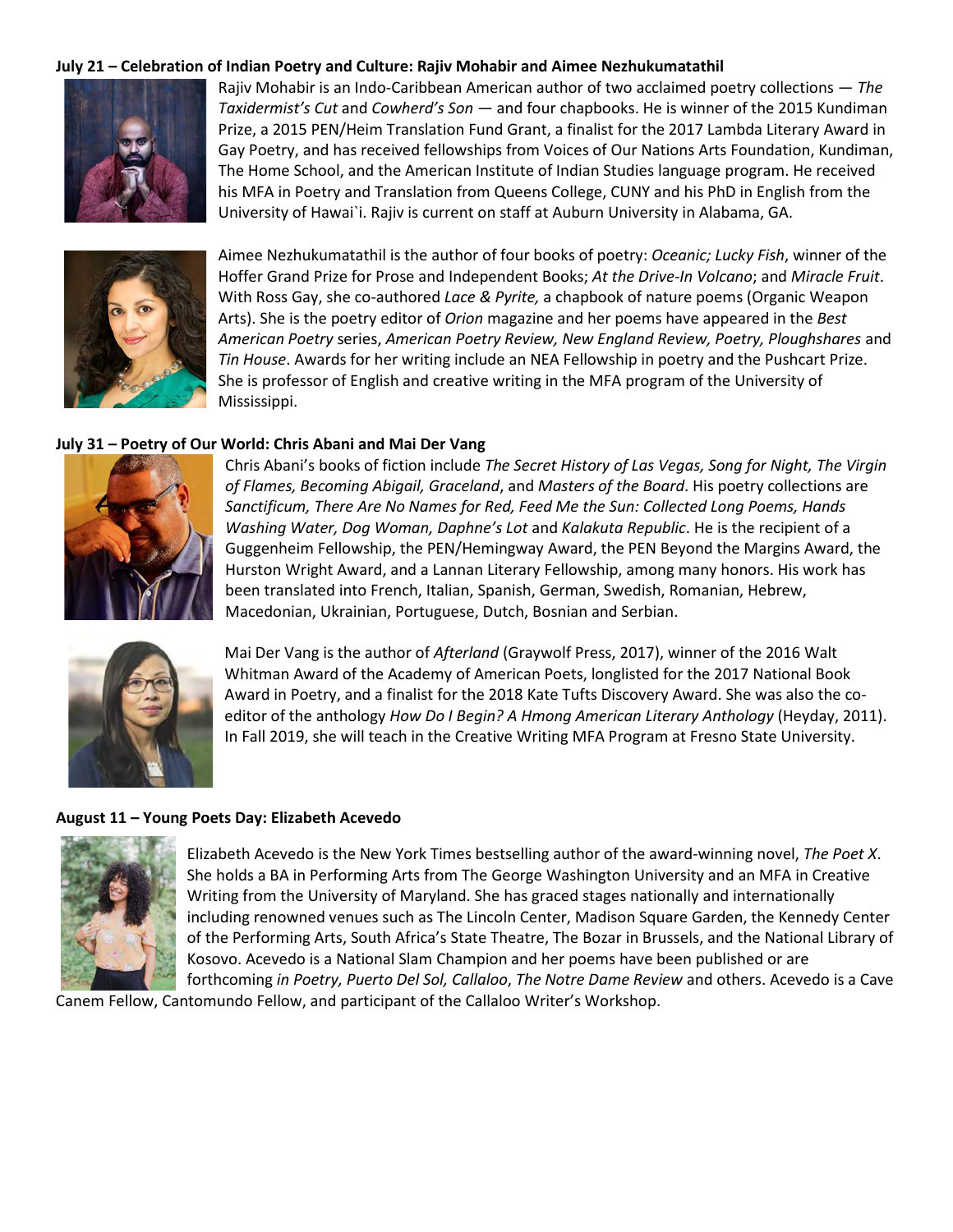**July 21 – Celebration of Indian Poetry and Culture: Rajiv Mohabir and Aimee Nezhukumatathil**

Rajiv Mohabir is an Indo-Caribbean American author of two acclaimed poetry collections — *The Taxidermist's Cut* and *Cowherd's Son* — and four chapbooks. He is winner of the 2015 Kundiman Prize, a 2015 PEN/Heim Translation Fund Grant, a finalist for the 2017 Lambda Literary Award in Gay Poetry, and has received fellowships from Voices of Our Nations Arts Foundation, Kundiman, The Home School, and the American Institute of Indian Studies language program. He received his MFA in Poetry and Translation from Queens College, CUNY and his PhD in English from the University of Hawai`i. Rajiv is current on staff at Auburn University in Alabama, GA.

Aimee Nezhukumatathil is the author of four books of poetry: *Oceanic; Lucky Fish*, winner of the Hoffer Grand Prize for Prose and Independent Books; *At the Drive-In Volcano*; and *Miracle Fruit*. With Ross Gay, she co-authored *Lace & Pyrite,* a chapbook of nature poems (Organic Weapon Arts). She is the poetry editor of *Orion* magazine and her poems have appeared in the *Best American Poetry* series, *American Poetry Review, New England Review, Poetry, Ploughshares* and *Tin House*. Awards for her writing include an NEA Fellowship in poetry and the Pushcart Prize. She is professor of English and creative writing in the MFA program of the University of Mississippi.

**July 31 – Poetry of Our World: Chris Abani and Mai Der Vang**

Chris Abani's books of fiction include *The Secret History of Las Vegas, Song for Night, The Virgin of Flames, Becoming Abigail, Graceland*, and *Masters of the Board*. His poetry collections are *Sanctificum, There Are No Names for Red, Feed Me the Sun: Collected Long Poems, Hands Washing Water, Dog Woman, Daphne's Lot* and *Kalakuta Republic*. He is the recipient of a Guggenheim Fellowship, the PEN/Hemingway Award, the PEN Beyond the Margins Award, the Hurston Wright Award, and a Lannan Literary Fellowship, among many honors. His work has been translated into French, Italian, Spanish, German, Swedish, Romanian, Hebrew, Macedonian, Ukrainian, Portuguese, Dutch, Bosnian and Serbian.

Mai Der Vang is the author of *Afterland* (Graywolf Press, 2017), winner of the 2016 Walt Whitman Award of the Academy of American Poets, longlisted for the 2017 National Book Award in Poetry, and a finalist for the 2018 Kate Tufts Discovery Award. She was also the co-editor of the anthology *How Do I Begin? A Hmong American Literary Anthology* (Heyday, 2011). In Fall 2019, she will teach in the Creative Writing MFA Program at Fresno State University.

**August 11 – Young Poets Day: Elizabeth Acevedo**

Elizabeth Acevedo is the New York Times bestselling author of the award-winning novel, *The Poet X*. She holds a BA in Performing Arts from The George Washington University and an MFA in Creative Writing from the University of Maryland. She has graced stages nationally and internationally including renowned venues such as The Lincoln Center, Madison Square Garden, the Kennedy Center of the Performing Arts, South Africa's State Theatre, The Bozar in Brussels, and the National Library of Kosovo. Acevedo is a National Slam Champion and her poems have been published or are forthcoming *in Poetry, Puerto Del Sol, Callaloo*, *The Notre Dame Review* and others. Acevedo is a Cave Canem Fellow, Cantomundo Fellow, and participant of the Callaloo Writer's Workshop.